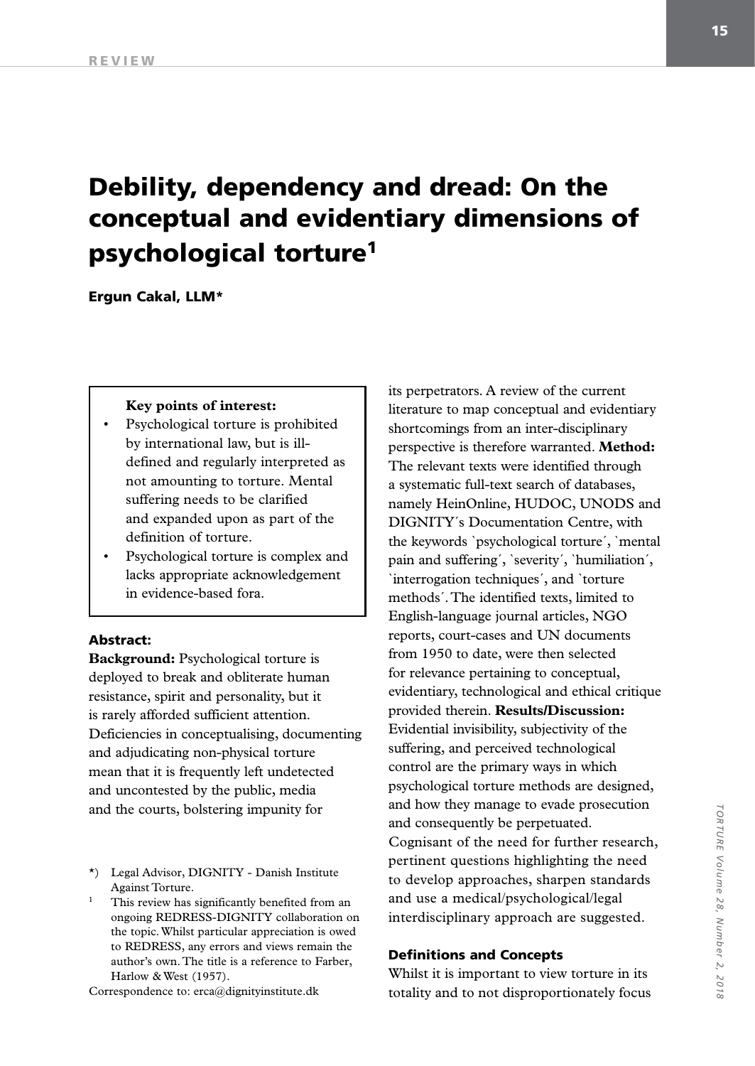REVIEW

# Debility, dependency and dread: On the conceptual and evidentiary dimensions of psychological torture[1]

**Ergun Cakal, LLM***

> **Key points of interest:**
> - Psychological torture is prohibited by international law, but is ill-defined and regularly interpreted as not amounting to torture. Mental suffering needs to be clarified and expanded upon as part of the definition of torture.
> - Psychological torture is complex and lacks appropriate acknowledgement in evidence-based fora.

### Abstract:

**Background:** Psychological torture is deployed to break and obliterate human resistance, spirit and personality, but it is rarely afforded sufficient attention. Deficiencies in conceptualising, documenting and adjudicating non-physical torture mean that it is frequently left undetected and uncontested by the public, media and the courts, bolstering impunity for its perpetrators. A review of the current literature to map conceptual and evidentiary shortcomings from an inter-disciplinary perspective is therefore warranted. **Method:** The relevant texts were identified through a systematic full-text search of databases, namely HeinOnline, HUDOC, UNODS and DIGNITY´s Documentation Centre, with the keywords `psychological torture´, `mental pain and suffering´, `severity´, `humiliation´, `interrogation techniques´, and `torture methods´. The identified texts, limited to English-language journal articles, NGO reports, court-cases and UN documents from 1950 to date, were then selected for relevance pertaining to conceptual, evidentiary, technological and ethical critique provided therein. **Results/Discussion:** Evidential invisibility, subjectivity of the suffering, and perceived technological control are the primary ways in which psychological torture methods are designed, and how they manage to evade prosecution and consequently be perpetuated. Cognisant of the need for further research, pertinent questions highlighting the need to develop approaches, sharpen standards and use a medical/psychological/legal interdisciplinary approach are suggested.

### Definitions and Concepts

Whilst it is important to view torture in its totality and to not disproportionately focus

---

*) Legal Advisor, DIGNITY - Danish Institute Against Torture.

[1] This review has significantly benefited from an ongoing REDRESS-DIGNITY collaboration on the topic. Whilst particular appreciation is owed to REDRESS, any errors and views remain the author's own. The title is a reference to Farber, Harlow & West (1957).

Correspondence to: erca@dignityinstitute.dk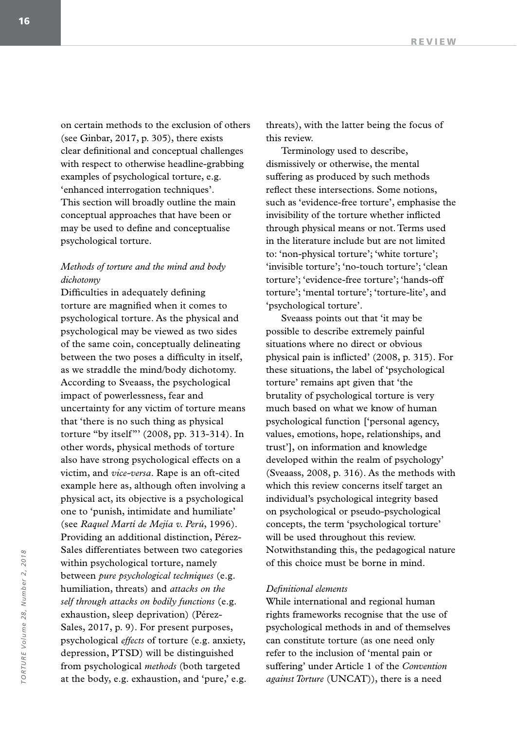on certain methods to the exclusion of others (see Ginbar, 2017, p. 305), there exists clear definitional and conceptual challenges with respect to otherwise headline-grabbing examples of psychological torture, e.g. 'enhanced interrogation techniques'. This section will broadly outline the main conceptual approaches that have been or may be used to define and conceptualise psychological torture.

### *Methods of torture and the mind and body dichotomy*

Difficulties in adequately defining torture are magnified when it comes to psychological torture. As the physical and psychological may be viewed as two sides of the same coin, conceptually delineating between the two poses a difficulty in itself, as we straddle the mind/body dichotomy. According to Sveaass, the psychological impact of powerlessness, fear and uncertainty for any victim of torture means that 'there is no such thing as physical torture "by itself"' (2008, pp. 313-314). In other words, physical methods of torture also have strong psychological effects on a victim, and *vice-versa*. Rape is an oft-cited example here as, although often involving a physical act, its objective is a psychological one to 'punish, intimidate and humiliate' (see *Raquel Martí de Mejía v. Perú*, 1996). Providing an additional distinction, Pérez-Sales differentiates between two categories within psychological torture, namely between *pure psychological techniques* (e.g. humiliation, threats) and *attacks on the self through attacks on bodily functions* (e.g. exhaustion, sleep deprivation) (Pérez-Sales, 2017, p. 9). For present purposes, psychological *effects* of torture (e.g. anxiety, depression, PTSD) will be distinguished from psychological *methods* (both targeted at the body, e.g. exhaustion, and 'pure,' e.g. threats), with the latter being the focus of this review.

Terminology used to describe, dismissively or otherwise, the mental suffering as produced by such methods reflect these intersections. Some notions, such as 'evidence-free torture', emphasise the invisibility of the torture whether inflicted through physical means or not. Terms used in the literature include but are not limited to: 'non-physical torture'; 'white torture'; 'invisible torture'; 'no-touch torture'; 'clean torture'; 'evidence-free torture'; 'hands-off torture'; 'mental torture'; 'torture-lite', and 'psychological torture'.

Sveaass points out that 'it may be possible to describe extremely painful situations where no direct or obvious physical pain is inflicted' (2008, p. 315). For these situations, the label of 'psychological torture' remains apt given that 'the brutality of psychological torture is very much based on what we know of human psychological function ['personal agency, values, emotions, hope, relationships, and trust'], on information and knowledge developed within the realm of psychology' (Sveaass, 2008, p. 316). As the methods with which this review concerns itself target an individual's psychological integrity based on psychological or pseudo-psychological concepts, the term 'psychological torture' will be used throughout this review. Notwithstanding this, the pedagogical nature of this choice must be borne in mind.

### *Definitional elements*

While international and regional human rights frameworks recognise that the use of psychological methods in and of themselves can constitute torture (as one need only refer to the inclusion of 'mental pain or suffering' under Article 1 of the *Convention against Torture* (UNCAT)), there is a need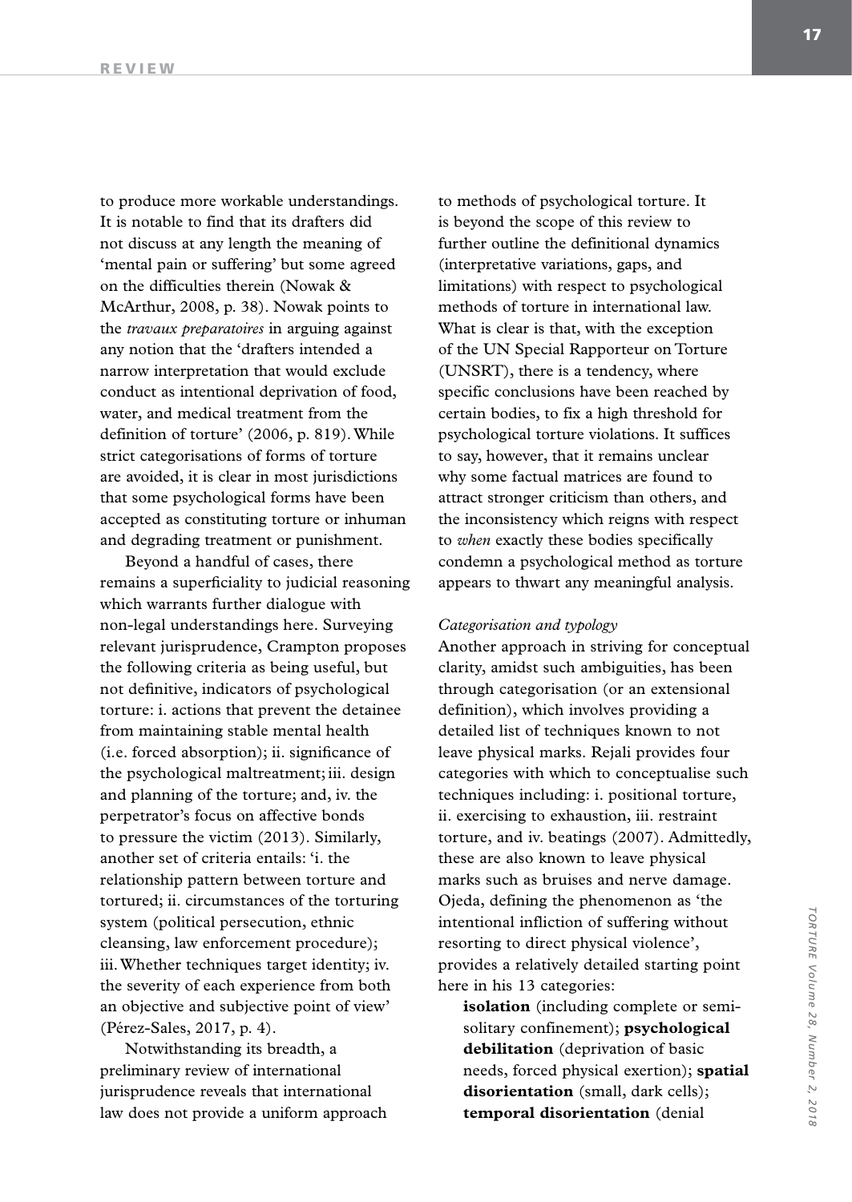to produce more workable understandings. It is notable to find that its drafters did not discuss at any length the meaning of 'mental pain or suffering' but some agreed on the difficulties therein (Nowak & McArthur, 2008, p. 38). Nowak points to the *travaux preparatoires* in arguing against any notion that the 'drafters intended a narrow interpretation that would exclude conduct as intentional deprivation of food, water, and medical treatment from the definition of torture' (2006, p. 819). While strict categorisations of forms of torture are avoided, it is clear in most jurisdictions that some psychological forms have been accepted as constituting torture or inhuman and degrading treatment or punishment.

Beyond a handful of cases, there remains a superficiality to judicial reasoning which warrants further dialogue with non-legal understandings here. Surveying relevant jurisprudence, Crampton proposes the following criteria as being useful, but not definitive, indicators of psychological torture: i. actions that prevent the detainee from maintaining stable mental health (i.e. forced absorption); ii. significance of the psychological maltreatment; iii. design and planning of the torture; and, iv. the perpetrator's focus on affective bonds to pressure the victim (2013). Similarly, another set of criteria entails: 'i. the relationship pattern between torture and tortured; ii. circumstances of the torturing system (political persecution, ethnic cleansing, law enforcement procedure); iii. Whether techniques target identity; iv. the severity of each experience from both an objective and subjective point of view' (Pérez-Sales, 2017, p. 4).

Notwithstanding its breadth, a preliminary review of international jurisprudence reveals that international law does not provide a uniform approach to methods of psychological torture. It is beyond the scope of this review to further outline the definitional dynamics (interpretative variations, gaps, and limitations) with respect to psychological methods of torture in international law. What is clear is that, with the exception of the UN Special Rapporteur on Torture (UNSRT), there is a tendency, where specific conclusions have been reached by certain bodies, to fix a high threshold for psychological torture violations. It suffices to say, however, that it remains unclear why some factual matrices are found to attract stronger criticism than others, and the inconsistency which reigns with respect to *when* exactly these bodies specifically condemn a psychological method as torture appears to thwart any meaningful analysis.

*Categorisation and typology*

Another approach in striving for conceptual clarity, amidst such ambiguities, has been through categorisation (or an extensional definition), which involves providing a detailed list of techniques known to not leave physical marks. Rejali provides four categories with which to conceptualise such techniques including: i. positional torture, ii. exercising to exhaustion, iii. restraint torture, and iv. beatings (2007). Admittedly, these are also known to leave physical marks such as bruises and nerve damage. Ojeda, defining the phenomenon as 'the intentional infliction of suffering without resorting to direct physical violence', provides a relatively detailed starting point here in his 13 categories:

> **isolation** (including complete or semi-solitary confinement); **psychological debilitation** (deprivation of basic needs, forced physical exertion); **spatial disorientation** (small, dark cells); **temporal disorientation** (denial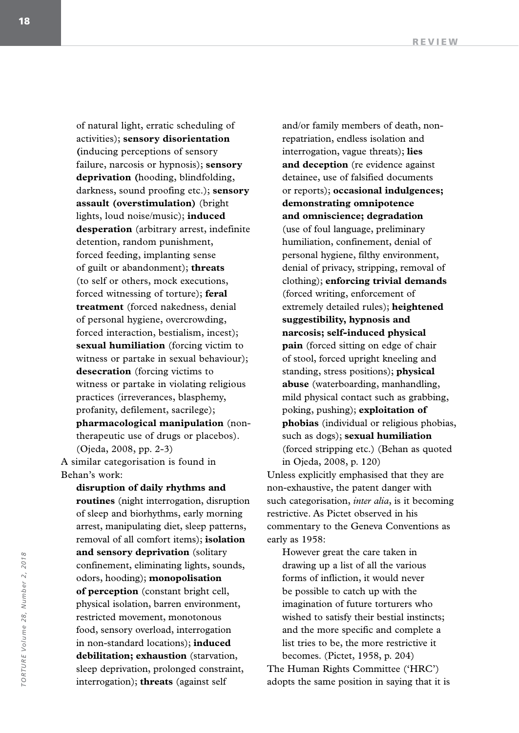of natural light, erratic scheduling of activities); **sensory disorientation (**inducing perceptions of sensory failure, narcosis or hypnosis); **sensory deprivation (**hooding, blindfolding, darkness, sound proofing etc.); **sensory assault (overstimulation)** (bright lights, loud noise/music); **induced desperation** (arbitrary arrest, indefinite detention, random punishment, forced feeding, implanting sense of guilt or abandonment); **threats** (to self or others, mock executions, forced witnessing of torture); **feral treatment** (forced nakedness, denial of personal hygiene, overcrowding, forced interaction, bestialism, incest); **sexual humiliation** (forcing victim to witness or partake in sexual behaviour); **desecration** (forcing victims to witness or partake in violating religious practices (irreverances, blasphemy, profanity, defilement, sacrilege); **pharmacological manipulation** (non-therapeutic use of drugs or placebos). (Ojeda, 2008, pp. 2-3)

A similar categorisation is found in Behan's work:

> **disruption of daily rhythms and routines** (night interrogation, disruption of sleep and biorhythms, early morning arrest, manipulating diet, sleep patterns, removal of all comfort items); **isolation and sensory deprivation** (solitary confinement, eliminating lights, sounds, odors, hooding); **monopolisation of perception** (constant bright cell, physical isolation, barren environment, restricted movement, monotonous food, sensory overload, interrogation in non-standard locations); **induced debilitation; exhaustion** (starvation, sleep deprivation, prolonged constraint, interrogation); **threats** (against self and/or family members of death, non-repatriation, endless isolation and interrogation, vague threats); **lies and deception** (re evidence against detainee, use of falsified documents or reports); **occasional indulgences; demonstrating omnipotence and omniscience; degradation** (use of foul language, preliminary humiliation, confinement, denial of personal hygiene, filthy environment, denial of privacy, stripping, removal of clothing); **enforcing trivial demands** (forced writing, enforcement of extremely detailed rules); **heightened suggestibility, hypnosis and narcosis; self-induced physical pain** (forced sitting on edge of chair of stool, forced upright kneeling and standing, stress positions); **physical abuse** (waterboarding, manhandling, mild physical contact such as grabbing, poking, pushing); **exploitation of phobias** (individual or religious phobias, such as dogs); **sexual humiliation** (forced stripping etc.) (Behan as quoted in Ojeda, 2008, p. 120)

Unless explicitly emphasised that they are non-exhaustive, the patent danger with such categorisation, *inter alia*, is it becoming restrictive. As Pictet observed in his commentary to the Geneva Conventions as early as 1958:

> However great the care taken in drawing up a list of all the various forms of infliction, it would never be possible to catch up with the imagination of future torturers who wished to satisfy their bestial instincts; and the more specific and complete a list tries to be, the more restrictive it becomes. (Pictet, 1958, p. 204)

The Human Rights Committee ('HRC') adopts the same position in saying that it is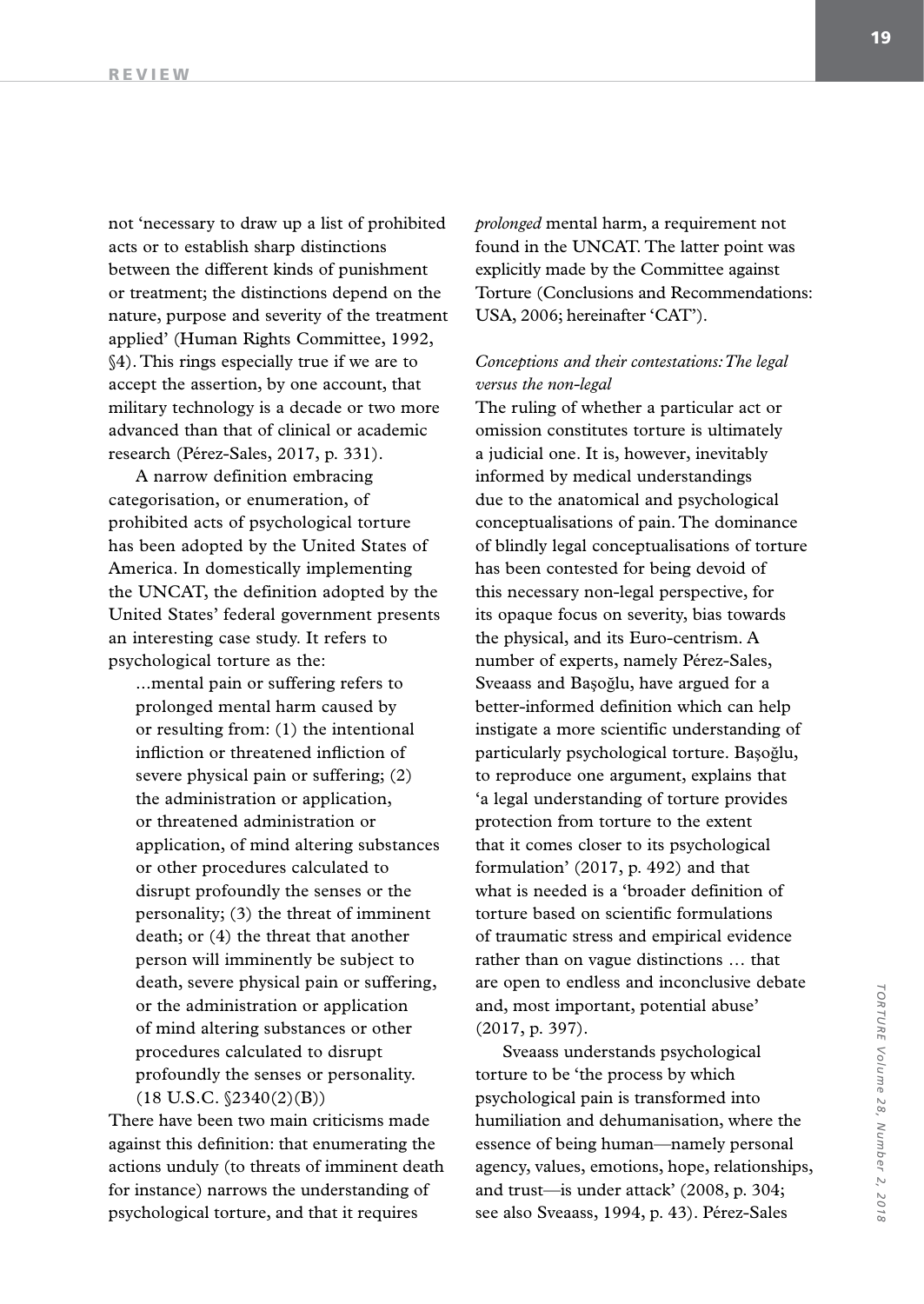not 'necessary to draw up a list of prohibited acts or to establish sharp distinctions between the different kinds of punishment or treatment; the distinctions depend on the nature, purpose and severity of the treatment applied' (Human Rights Committee, 1992, §4). This rings especially true if we are to accept the assertion, by one account, that military technology is a decade or two more advanced than that of clinical or academic research (Pérez-Sales, 2017, p. 331).

A narrow definition embracing categorisation, or enumeration, of prohibited acts of psychological torture has been adopted by the United States of America. In domestically implementing the UNCAT, the definition adopted by the United States' federal government presents an interesting case study. It refers to psychological torture as the:

> ...mental pain or suffering refers to prolonged mental harm caused by or resulting from: (1) the intentional infliction or threatened infliction of severe physical pain or suffering; (2) the administration or application, or threatened administration or application, of mind altering substances or other procedures calculated to disrupt profoundly the senses or the personality; (3) the threat of imminent death; or (4) the threat that another person will imminently be subject to death, severe physical pain or suffering, or the administration or application of mind altering substances or other procedures calculated to disrupt profoundly the senses or personality. (18 U.S.C. §2340(2)(B))

There have been two main criticisms made against this definition: that enumerating the actions unduly (to threats of imminent death for instance) narrows the understanding of psychological torture, and that it requires *prolonged* mental harm, a requirement not found in the UNCAT. The latter point was explicitly made by the Committee against Torture (Conclusions and Recommendations: USA, 2006; hereinafter 'CAT').

### *Conceptions and their contestations: The legal versus the non-legal*

The ruling of whether a particular act or omission constitutes torture is ultimately a judicial one. It is, however, inevitably informed by medical understandings due to the anatomical and psychological conceptualisations of pain. The dominance of blindly legal conceptualisations of torture has been contested for being devoid of this necessary non-legal perspective, for its opaque focus on severity, bias towards the physical, and its Euro-centrism. A number of experts, namely Pérez-Sales, Sveaass and Başoğlu, have argued for a better-informed definition which can help instigate a more scientific understanding of particularly psychological torture. Başoğlu, to reproduce one argument, explains that 'a legal understanding of torture provides protection from torture to the extent that it comes closer to its psychological formulation' (2017, p. 492) and that what is needed is a 'broader definition of torture based on scientific formulations of traumatic stress and empirical evidence rather than on vague distinctions … that are open to endless and inconclusive debate and, most important, potential abuse' (2017, p. 397).

Sveaass understands psychological torture to be 'the process by which psychological pain is transformed into humiliation and dehumanisation, where the essence of being human—namely personal agency, values, emotions, hope, relationships, and trust—is under attack' (2008, p. 304; see also Sveaass, 1994, p. 43). Pérez-Sales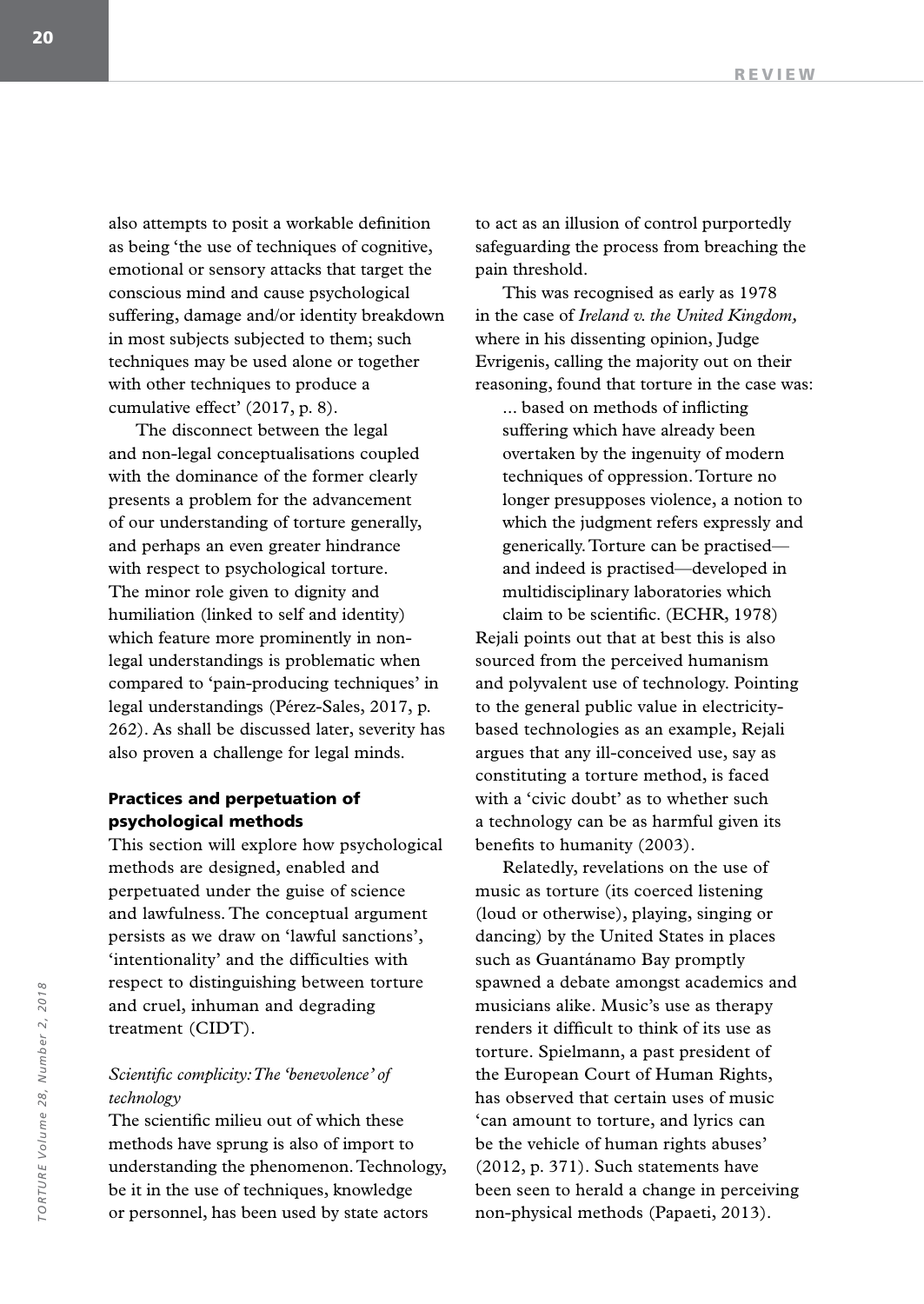also attempts to posit a workable definition as being 'the use of techniques of cognitive, emotional or sensory attacks that target the conscious mind and cause psychological suffering, damage and/or identity breakdown in most subjects subjected to them; such techniques may be used alone or together with other techniques to produce a cumulative effect' (2017, p. 8).

The disconnect between the legal and non-legal conceptualisations coupled with the dominance of the former clearly presents a problem for the advancement of our understanding of torture generally, and perhaps an even greater hindrance with respect to psychological torture. The minor role given to dignity and humiliation (linked to self and identity) which feature more prominently in non-legal understandings is problematic when compared to 'pain-producing techniques' in legal understandings (Pérez-Sales, 2017, p. 262). As shall be discussed later, severity has also proven a challenge for legal minds.

### Practices and perpetuation of psychological methods

This section will explore how psychological methods are designed, enabled and perpetuated under the guise of science and lawfulness. The conceptual argument persists as we draw on 'lawful sanctions', 'intentionality' and the difficulties with respect to distinguishing between torture and cruel, inhuman and degrading treatment (CIDT).

#### *Scientific complicity: The 'benevolence' of technology*

The scientific milieu out of which these methods have sprung is also of import to understanding the phenomenon. Technology, be it in the use of techniques, knowledge or personnel, has been used by state actors to act as an illusion of control purportedly safeguarding the process from breaching the pain threshold.

This was recognised as early as 1978 in the case of *Ireland v. the United Kingdom,* where in his dissenting opinion, Judge Evrigenis, calling the majority out on their reasoning, found that torture in the case was:

> ... based on methods of inflicting suffering which have already been overtaken by the ingenuity of modern techniques of oppression. Torture no longer presupposes violence, a notion to which the judgment refers expressly and generically. Torture can be practised—and indeed is practised—developed in multidisciplinary laboratories which claim to be scientific. (ECHR, 1978)

Rejali points out that at best this is also sourced from the perceived humanism and polyvalent use of technology. Pointing to the general public value in electricity-based technologies as an example, Rejali argues that any ill-conceived use, say as constituting a torture method, is faced with a 'civic doubt' as to whether such a technology can be as harmful given its benefits to humanity (2003).

Relatedly, revelations on the use of music as torture (its coerced listening (loud or otherwise), playing, singing or dancing) by the United States in places such as Guantánamo Bay promptly spawned a debate amongst academics and musicians alike. Music's use as therapy renders it difficult to think of its use as torture. Spielmann, a past president of the European Court of Human Rights, has observed that certain uses of music 'can amount to torture, and lyrics can be the vehicle of human rights abuses' (2012, p. 371). Such statements have been seen to herald a change in perceiving non-physical methods (Papaeti, 2013).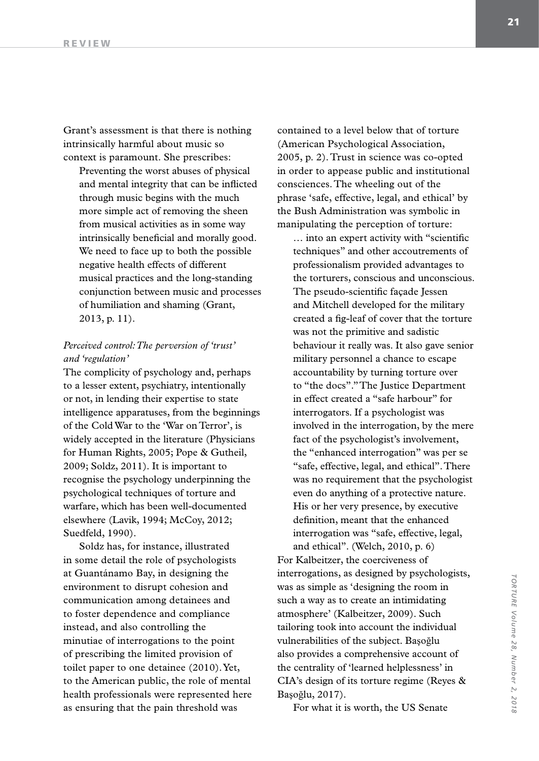Grant's assessment is that there is nothing intrinsically harmful about music so context is paramount. She prescribes:

> Preventing the worst abuses of physical and mental integrity that can be inflicted through music begins with the much more simple act of removing the sheen from musical activities as in some way intrinsically beneficial and morally good. We need to face up to both the possible negative health effects of different musical practices and the long-standing conjunction between music and processes of humiliation and shaming (Grant, 2013, p. 11).

*Perceived control: The perversion of 'trust' and 'regulation'*

The complicity of psychology and, perhaps to a lesser extent, psychiatry, intentionally or not, in lending their expertise to state intelligence apparatuses, from the beginnings of the Cold War to the 'War on Terror', is widely accepted in the literature (Physicians for Human Rights, 2005; Pope & Gutheil, 2009; Soldz, 2011). It is important to recognise the psychology underpinning the psychological techniques of torture and warfare, which has been well-documented elsewhere (Lavik, 1994; McCoy, 2012; Suedfeld, 1990).

Soldz has, for instance, illustrated in some detail the role of psychologists at Guantánamo Bay, in designing the environment to disrupt cohesion and communication among detainees and to foster dependence and compliance instead, and also controlling the minutiae of interrogations to the point of prescribing the limited provision of toilet paper to one detainee (2010). Yet, to the American public, the role of mental health professionals were represented here as ensuring that the pain threshold was contained to a level below that of torture (American Psychological Association, 2005, p. 2). Trust in science was co-opted in order to appease public and institutional consciences. The wheeling out of the phrase 'safe, effective, legal, and ethical' by the Bush Administration was symbolic in manipulating the perception of torture:

> … into an expert activity with "scientific techniques" and other accoutrements of professionalism provided advantages to the torturers, conscious and unconscious. The pseudo-scientific façade Jessen and Mitchell developed for the military created a fig-leaf of cover that the torture was not the primitive and sadistic behaviour it really was. It also gave senior military personnel a chance to escape accountability by turning torture over to "the docs"." The Justice Department in effect created a "safe harbour" for interrogators. If a psychologist was involved in the interrogation, by the mere fact of the psychologist's involvement, the "enhanced interrogation" was per se "safe, effective, legal, and ethical". There was no requirement that the psychologist even do anything of a protective nature. His or her very presence, by executive definition, meant that the enhanced interrogation was "safe, effective, legal, and ethical". (Welch, 2010, p. 6)

For Kalbeitzer, the coerciveness of interrogations, as designed by psychologists, was as simple as 'designing the room in such a way as to create an intimidating atmosphere' (Kalbeitzer, 2009). Such tailoring took into account the individual vulnerabilities of the subject. Başoğlu also provides a comprehensive account of the centrality of 'learned helplessness' in CIA's design of its torture regime (Reyes & Başoğlu, 2017).

For what it is worth, the US Senate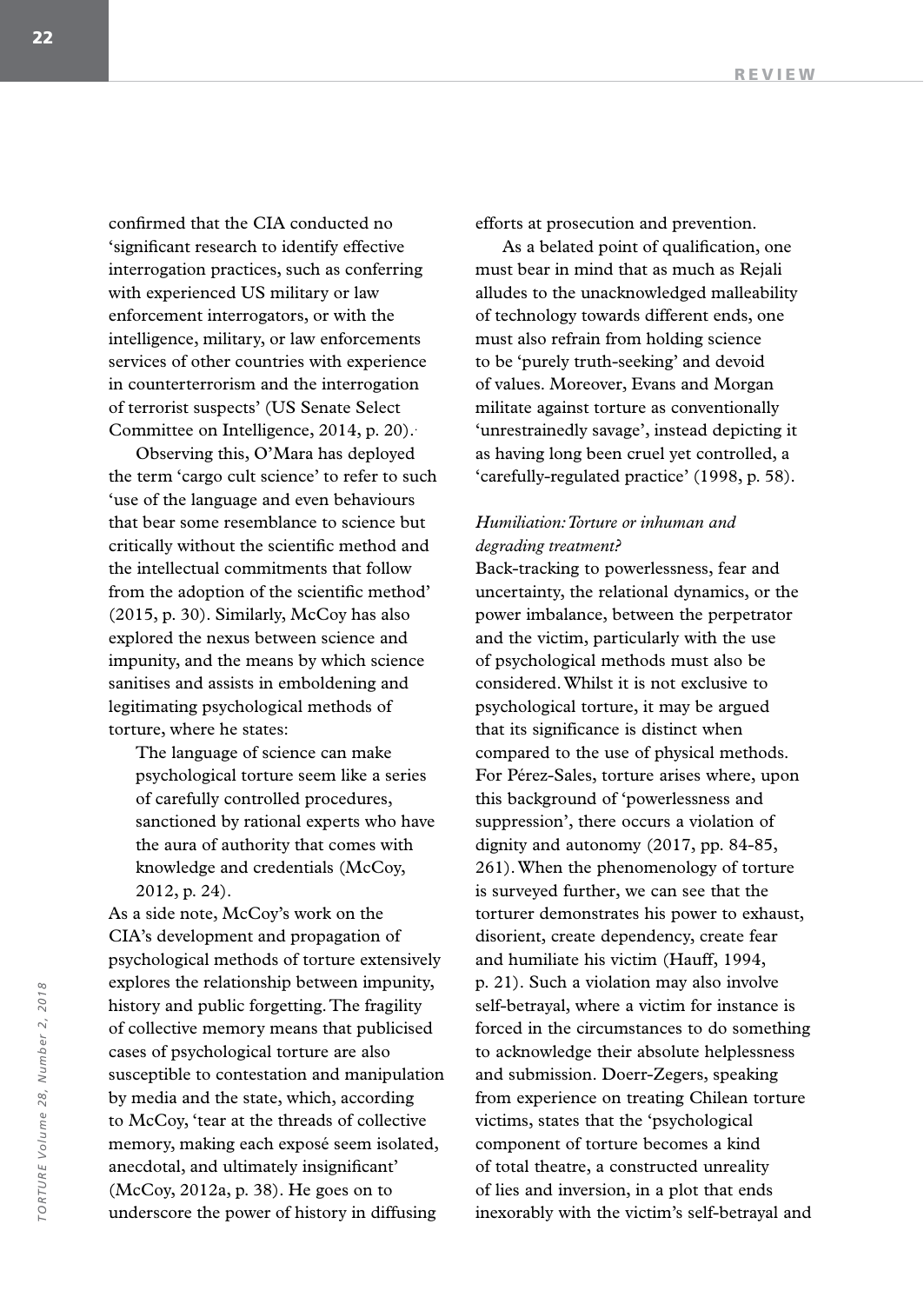confirmed that the CIA conducted no 'significant research to identify effective interrogation practices, such as conferring with experienced US military or law enforcement interrogators, or with the intelligence, military, or law enforcements services of other countries with experience in counterterrorism and the interrogation of terrorist suspects' (US Senate Select Committee on Intelligence, 2014, p. 20).

Observing this, O'Mara has deployed the term 'cargo cult science' to refer to such 'use of the language and even behaviours that bear some resemblance to science but critically without the scientific method and the intellectual commitments that follow from the adoption of the scientific method' (2015, p. 30). Similarly, McCoy has also explored the nexus between science and impunity, and the means by which science sanitises and assists in emboldening and legitimating psychological methods of torture, where he states:

> The language of science can make psychological torture seem like a series of carefully controlled procedures, sanctioned by rational experts who have the aura of authority that comes with knowledge and credentials (McCoy, 2012, p. 24).

As a side note, McCoy's work on the CIA's development and propagation of psychological methods of torture extensively explores the relationship between impunity, history and public forgetting. The fragility of collective memory means that publicised cases of psychological torture are also susceptible to contestation and manipulation by media and the state, which, according to McCoy, 'tear at the threads of collective memory, making each exposé seem isolated, anecdotal, and ultimately insignificant' (McCoy, 2012a, p. 38). He goes on to underscore the power of history in diffusing efforts at prosecution and prevention.

As a belated point of qualification, one must bear in mind that as much as Rejali alludes to the unacknowledged malleability of technology towards different ends, one must also refrain from holding science to be 'purely truth-seeking' and devoid of values. Moreover, Evans and Morgan militate against torture as conventionally 'unrestrainedly savage', instead depicting it as having long been cruel yet controlled, a 'carefully-regulated practice' (1998, p. 58).

*Humiliation: Torture or inhuman and degrading treatment?*

Back-tracking to powerlessness, fear and uncertainty, the relational dynamics, or the power imbalance, between the perpetrator and the victim, particularly with the use of psychological methods must also be considered. Whilst it is not exclusive to psychological torture, it may be argued that its significance is distinct when compared to the use of physical methods. For Pérez-Sales, torture arises where, upon this background of 'powerlessness and suppression', there occurs a violation of dignity and autonomy (2017, pp. 84-85, 261). When the phenomenology of torture is surveyed further, we can see that the torturer demonstrates his power to exhaust, disorient, create dependency, create fear and humiliate his victim (Hauff, 1994, p. 21). Such a violation may also involve self-betrayal, where a victim for instance is forced in the circumstances to do something to acknowledge their absolute helplessness and submission. Doerr-Zegers, speaking from experience on treating Chilean torture victims, states that the 'psychological component of torture becomes a kind of total theatre, a constructed unreality of lies and inversion, in a plot that ends inexorably with the victim's self-betrayal and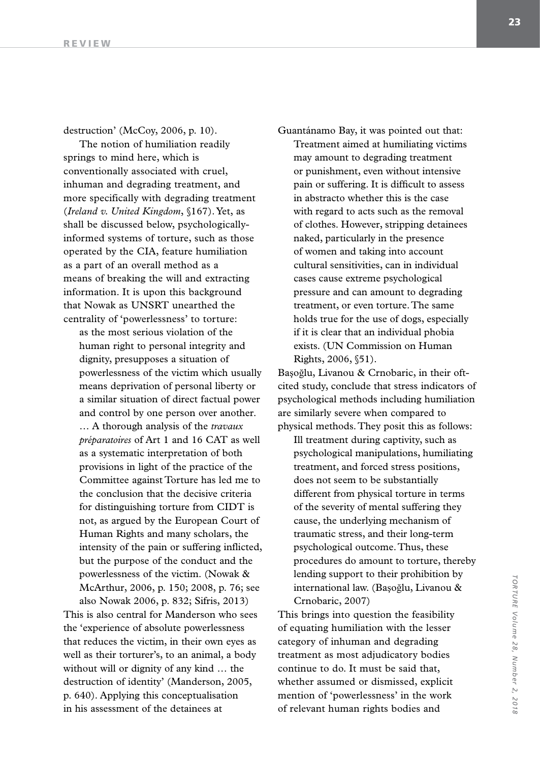destruction' (McCoy, 2006, p. 10).

The notion of humiliation readily springs to mind here, which is conventionally associated with cruel, inhuman and degrading treatment, and more specifically with degrading treatment (*Ireland v. United Kingdom*, §167). Yet, as shall be discussed below, psychologically-informed systems of torture, such as those operated by the CIA, feature humiliation as a part of an overall method as a means of breaking the will and extracting information. It is upon this background that Nowak as UNSRT unearthed the centrality of 'powerlessness' to torture:

> as the most serious violation of the human right to personal integrity and dignity, presupposes a situation of powerlessness of the victim which usually means deprivation of personal liberty or a similar situation of direct factual power and control by one person over another. … A thorough analysis of the *travaux préparatoires* of Art 1 and 16 CAT as well as a systematic interpretation of both provisions in light of the practice of the Committee against Torture has led me to the conclusion that the decisive criteria for distinguishing torture from CIDT is not, as argued by the European Court of Human Rights and many scholars, the intensity of the pain or suffering inflicted, but the purpose of the conduct and the powerlessness of the victim. (Nowak & McArthur, 2006, p. 150; 2008, p. 76; see also Nowak 2006, p. 832; Sifris, 2013)

This is also central for Manderson who sees the 'experience of absolute powerlessness that reduces the victim, in their own eyes as well as their torturer's, to an animal, a body without will or dignity of any kind … the destruction of identity' (Manderson, 2005, p. 640). Applying this conceptualisation in his assessment of the detainees at Guantánamo Bay, it was pointed out that:

> Treatment aimed at humiliating victims may amount to degrading treatment or punishment, even without intensive pain or suffering. It is difficult to assess in abstracto whether this is the case with regard to acts such as the removal of clothes. However, stripping detainees naked, particularly in the presence of women and taking into account cultural sensitivities, can in individual cases cause extreme psychological pressure and can amount to degrading treatment, or even torture. The same holds true for the use of dogs, especially if it is clear that an individual phobia exists. (UN Commission on Human Rights, 2006, §51).

Başoğlu, Livanou & Crnobaric, in their oft-cited study, conclude that stress indicators of psychological methods including humiliation are similarly severe when compared to physical methods. They posit this as follows:

> Ill treatment during captivity, such as psychological manipulations, humiliating treatment, and forced stress positions, does not seem to be substantially different from physical torture in terms of the severity of mental suffering they cause, the underlying mechanism of traumatic stress, and their long-term psychological outcome. Thus, these procedures do amount to torture, thereby lending support to their prohibition by international law. (Başoğlu, Livanou & Crnobaric, 2007)

This brings into question the feasibility of equating humiliation with the lesser category of inhuman and degrading treatment as most adjudicatory bodies continue to do. It must be said that, whether assumed or dismissed, explicit mention of 'powerlessness' in the work of relevant human rights bodies and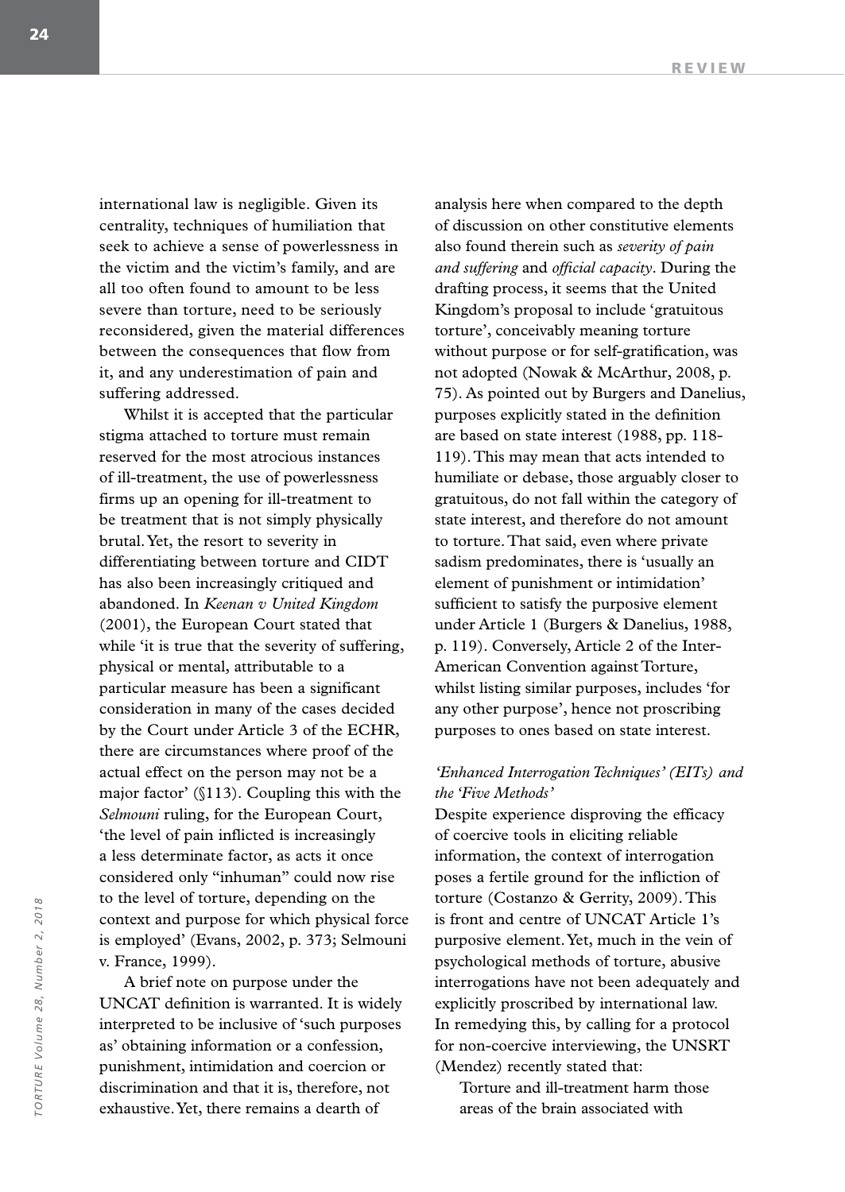international law is negligible. Given its centrality, techniques of humiliation that seek to achieve a sense of powerlessness in the victim and the victim's family, and are all too often found to amount to be less severe than torture, need to be seriously reconsidered, given the material differences between the consequences that flow from it, and any underestimation of pain and suffering addressed.

Whilst it is accepted that the particular stigma attached to torture must remain reserved for the most atrocious instances of ill-treatment, the use of powerlessness firms up an opening for ill-treatment to be treatment that is not simply physically brutal. Yet, the resort to severity in differentiating between torture and CIDT has also been increasingly critiqued and abandoned. In *Keenan v United Kingdom* (2001), the European Court stated that while 'it is true that the severity of suffering, physical or mental, attributable to a particular measure has been a significant consideration in many of the cases decided by the Court under Article 3 of the ECHR, there are circumstances where proof of the actual effect on the person may not be a major factor' (§113). Coupling this with the *Selmouni* ruling, for the European Court, 'the level of pain inflicted is increasingly a less determinate factor, as acts it once considered only "inhuman" could now rise to the level of torture, depending on the context and purpose for which physical force is employed' (Evans, 2002, p. 373; Selmouni v. France, 1999).

A brief note on purpose under the UNCAT definition is warranted. It is widely interpreted to be inclusive of 'such purposes as' obtaining information or a confession, punishment, intimidation and coercion or discrimination and that it is, therefore, not exhaustive. Yet, there remains a dearth of analysis here when compared to the depth of discussion on other constitutive elements also found therein such as *severity of pain and suffering* and *official capacity*. During the drafting process, it seems that the United Kingdom's proposal to include 'gratuitous torture', conceivably meaning torture without purpose or for self-gratification, was not adopted (Nowak & McArthur, 2008, p. 75). As pointed out by Burgers and Danelius, purposes explicitly stated in the definition are based on state interest (1988, pp. 118-119). This may mean that acts intended to humiliate or debase, those arguably closer to gratuitous, do not fall within the category of state interest, and therefore do not amount to torture. That said, even where private sadism predominates, there is 'usually an element of punishment or intimidation' sufficient to satisfy the purposive element under Article 1 (Burgers & Danelius, 1988, p. 119). Conversely, Article 2 of the Inter-American Convention against Torture, whilst listing similar purposes, includes 'for any other purpose', hence not proscribing purposes to ones based on state interest.

### *'Enhanced Interrogation Techniques' (EITs) and the 'Five Methods'*

Despite experience disproving the efficacy of coercive tools in eliciting reliable information, the context of interrogation poses a fertile ground for the infliction of torture (Costanzo & Gerrity, 2009). This is front and centre of UNCAT Article 1's purposive element. Yet, much in the vein of psychological methods of torture, abusive interrogations have not been adequately and explicitly proscribed by international law. In remedying this, by calling for a protocol for non-coercive interviewing, the UNSRT (Mendez) recently stated that:

> Torture and ill-treatment harm those areas of the brain associated with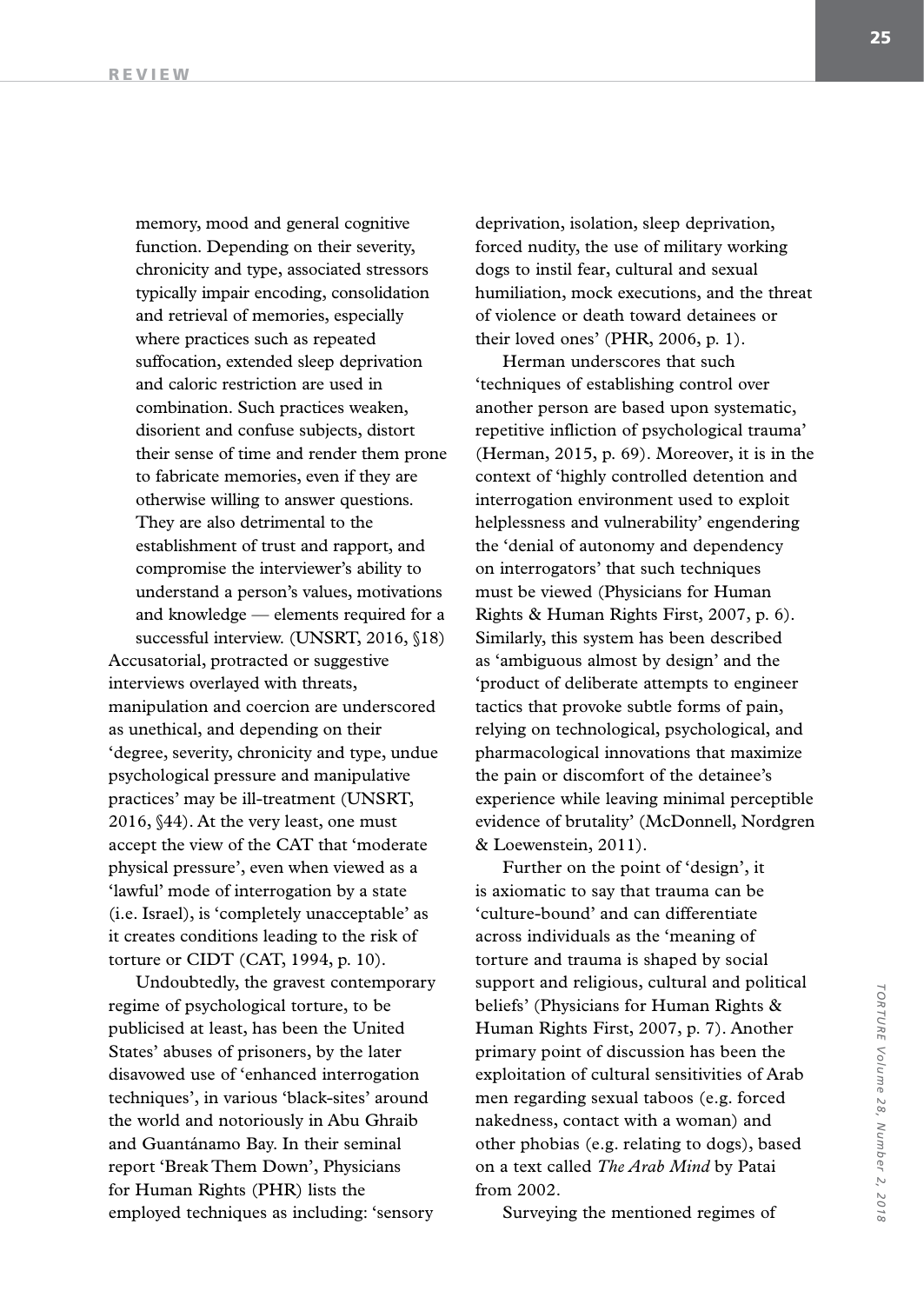memory, mood and general cognitive function. Depending on their severity, chronicity and type, associated stressors typically impair encoding, consolidation and retrieval of memories, especially where practices such as repeated suffocation, extended sleep deprivation and caloric restriction are used in combination. Such practices weaken, disorient and confuse subjects, distort their sense of time and render them prone to fabricate memories, even if they are otherwise willing to answer questions. They are also detrimental to the establishment of trust and rapport, and compromise the interviewer's ability to understand a person's values, motivations and knowledge — elements required for a successful interview. (UNSRT, 2016, §18)

Accusatorial, protracted or suggestive interviews overlayed with threats, manipulation and coercion are underscored as unethical, and depending on their 'degree, severity, chronicity and type, undue psychological pressure and manipulative practices' may be ill-treatment (UNSRT, 2016, §44). At the very least, one must accept the view of the CAT that 'moderate physical pressure', even when viewed as a 'lawful' mode of interrogation by a state (i.e. Israel), is 'completely unacceptable' as it creates conditions leading to the risk of torture or CIDT (CAT, 1994, p. 10).

Undoubtedly, the gravest contemporary regime of psychological torture, to be publicised at least, has been the United States' abuses of prisoners, by the later disavowed use of 'enhanced interrogation techniques', in various 'black-sites' around the world and notoriously in Abu Ghraib and Guantánamo Bay. In their seminal report 'Break Them Down', Physicians for Human Rights (PHR) lists the employed techniques as including: 'sensory deprivation, isolation, sleep deprivation, forced nudity, the use of military working dogs to instil fear, cultural and sexual humiliation, mock executions, and the threat of violence or death toward detainees or their loved ones' (PHR, 2006, p. 1).

Herman underscores that such 'techniques of establishing control over another person are based upon systematic, repetitive infliction of psychological trauma' (Herman, 2015, p. 69). Moreover, it is in the context of 'highly controlled detention and interrogation environment used to exploit helplessness and vulnerability' engendering the 'denial of autonomy and dependency on interrogators' that such techniques must be viewed (Physicians for Human Rights & Human Rights First, 2007, p. 6). Similarly, this system has been described as 'ambiguous almost by design' and the 'product of deliberate attempts to engineer tactics that provoke subtle forms of pain, relying on technological, psychological, and pharmacological innovations that maximize the pain or discomfort of the detainee's experience while leaving minimal perceptible evidence of brutality' (McDonnell, Nordgren & Loewenstein, 2011).

Further on the point of 'design', it is axiomatic to say that trauma can be 'culture-bound' and can differentiate across individuals as the 'meaning of torture and trauma is shaped by social support and religious, cultural and political beliefs' (Physicians for Human Rights & Human Rights First, 2007, p. 7). Another primary point of discussion has been the exploitation of cultural sensitivities of Arab men regarding sexual taboos (e.g. forced nakedness, contact with a woman) and other phobias (e.g. relating to dogs), based on a text called *The Arab Mind* by Patai from 2002.

Surveying the mentioned regimes of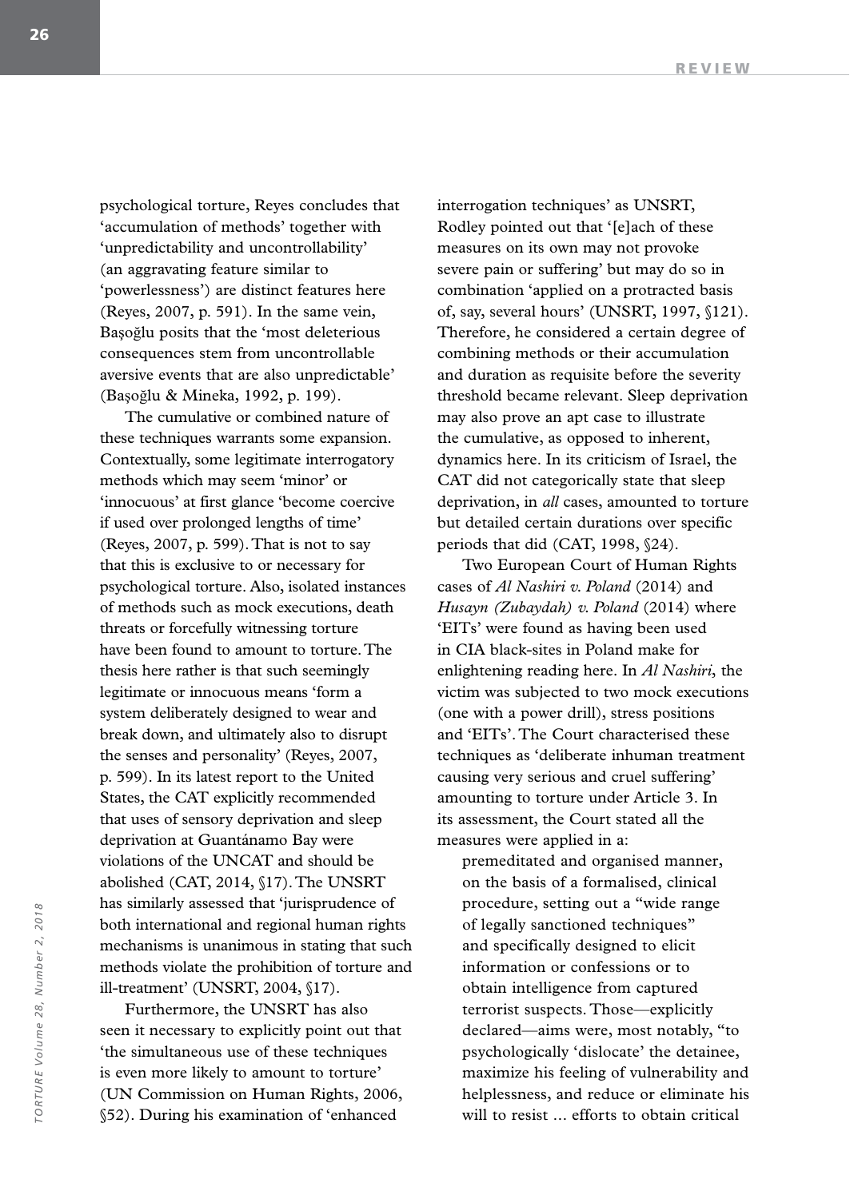psychological torture, Reyes concludes that 'accumulation of methods' together with 'unpredictability and uncontrollability' (an aggravating feature similar to 'powerlessness') are distinct features here (Reyes, 2007, p. 591). In the same vein, Başoğlu posits that the 'most deleterious consequences stem from uncontrollable aversive events that are also unpredictable' (Başoğlu & Mineka, 1992, p. 199).

The cumulative or combined nature of these techniques warrants some expansion. Contextually, some legitimate interrogatory methods which may seem 'minor' or 'innocuous' at first glance 'become coercive if used over prolonged lengths of time' (Reyes, 2007, p. 599). That is not to say that this is exclusive to or necessary for psychological torture. Also, isolated instances of methods such as mock executions, death threats or forcefully witnessing torture have been found to amount to torture. The thesis here rather is that such seemingly legitimate or innocuous means 'form a system deliberately designed to wear and break down, and ultimately also to disrupt the senses and personality' (Reyes, 2007, p. 599). In its latest report to the United States, the CAT explicitly recommended that uses of sensory deprivation and sleep deprivation at Guantánamo Bay were violations of the UNCAT and should be abolished (CAT, 2014, §17). The UNSRT has similarly assessed that 'jurisprudence of both international and regional human rights mechanisms is unanimous in stating that such methods violate the prohibition of torture and ill-treatment' (UNSRT, 2004, §17).

Furthermore, the UNSRT has also seen it necessary to explicitly point out that 'the simultaneous use of these techniques is even more likely to amount to torture' (UN Commission on Human Rights, 2006, §52). During his examination of 'enhanced interrogation techniques' as UNSRT, Rodley pointed out that '[e]ach of these measures on its own may not provoke severe pain or suffering' but may do so in combination 'applied on a protracted basis of, say, several hours' (UNSRT, 1997, §121). Therefore, he considered a certain degree of combining methods or their accumulation and duration as requisite before the severity threshold became relevant. Sleep deprivation may also prove an apt case to illustrate the cumulative, as opposed to inherent, dynamics here. In its criticism of Israel, the CAT did not categorically state that sleep deprivation, in *all* cases, amounted to torture but detailed certain durations over specific periods that did (CAT, 1998, §24).

Two European Court of Human Rights cases of *Al Nashiri v. Poland* (2014) and *Husayn (Zubaydah) v. Poland* (2014) where 'EITs' were found as having been used in CIA black-sites in Poland make for enlightening reading here. In *Al Nashiri*, the victim was subjected to two mock executions (one with a power drill), stress positions and 'EITs'. The Court characterised these techniques as 'deliberate inhuman treatment causing very serious and cruel suffering' amounting to torture under Article 3. In its assessment, the Court stated all the measures were applied in a:

> premeditated and organised manner, on the basis of a formalised, clinical procedure, setting out a "wide range of legally sanctioned techniques" and specifically designed to elicit information or confessions or to obtain intelligence from captured terrorist suspects. Those—explicitly declared—aims were, most notably, "to psychologically 'dislocate' the detainee, maximize his feeling of vulnerability and helplessness, and reduce or eliminate his will to resist ... efforts to obtain critical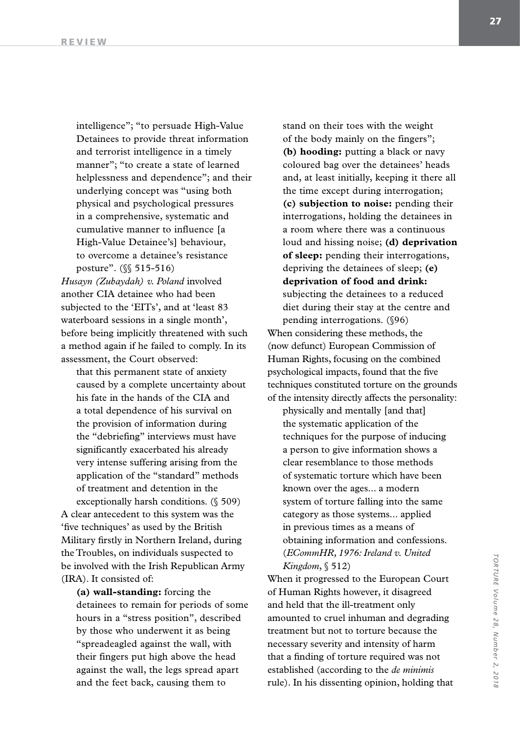> intelligence"; "to persuade High-Value Detainees to provide threat information and terrorist intelligence in a timely manner"; "to create a state of learned helplessness and dependence"; and their underlying concept was "using both physical and psychological pressures in a comprehensive, systematic and cumulative manner to influence [a High-Value Detainee's] behaviour, to overcome a detainee's resistance posture". (§§ 515-516)

*Husayn (Zubaydah) v. Poland* involved another CIA detainee who had been subjected to the 'EITs', and at 'least 83 waterboard sessions in a single month', before being implicitly threatened with such a method again if he failed to comply. In its assessment, the Court observed:

> that this permanent state of anxiety caused by a complete uncertainty about his fate in the hands of the CIA and a total dependence of his survival on the provision of information during the "debriefing" interviews must have significantly exacerbated his already very intense suffering arising from the application of the "standard" methods of treatment and detention in the exceptionally harsh conditions. (§ 509)

A clear antecedent to this system was the 'five techniques' as used by the British Military firstly in Northern Ireland, during the Troubles, on individuals suspected to be involved with the Irish Republican Army (IRA). It consisted of:

> **(a) wall-standing:** forcing the detainees to remain for periods of some hours in a "stress position", described by those who underwent it as being "spreadeagled against the wall, with their fingers put high above the head against the wall, the legs spread apart and the feet back, causing them to stand on their toes with the weight of the body mainly on the fingers"; **(b) hooding:** putting a black or navy coloured bag over the detainees' heads and, at least initially, keeping it there all the time except during interrogation; **(c) subjection to noise:** pending their interrogations, holding the detainees in a room where there was a continuous loud and hissing noise; **(d) deprivation of sleep:** pending their interrogations, depriving the detainees of sleep; **(e) deprivation of food and drink:** subjecting the detainees to a reduced diet during their stay at the centre and pending interrogations. (§96)

When considering these methods, the (now defunct) European Commission of Human Rights, focusing on the combined psychological impacts, found that the five techniques constituted torture on the grounds of the intensity directly affects the personality:

> physically and mentally [and that] the systematic application of the techniques for the purpose of inducing a person to give information shows a clear resemblance to those methods of systematic torture which have been known over the ages... a modern system of torture falling into the same category as those systems... applied in previous times as a means of obtaining information and confessions. (*ECommHR, 1976: Ireland v. United Kingdom*, § 512)

When it progressed to the European Court of Human Rights however, it disagreed and held that the ill-treatment only amounted to cruel inhuman and degrading treatment but not to torture because the necessary severity and intensity of harm that a finding of torture required was not established (according to the *de minimis* rule). In his dissenting opinion, holding that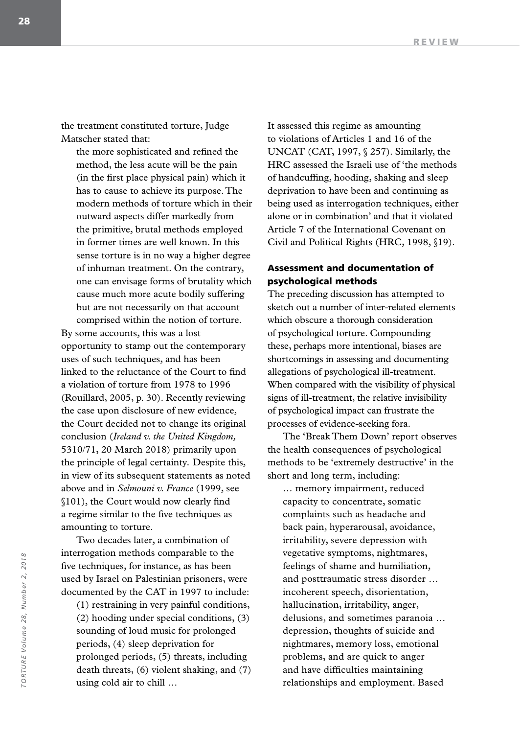the treatment constituted torture, Judge Matscher stated that:

> the more sophisticated and refined the method, the less acute will be the pain (in the first place physical pain) which it has to cause to achieve its purpose. The modern methods of torture which in their outward aspects differ markedly from the primitive, brutal methods employed in former times are well known. In this sense torture is in no way a higher degree of inhuman treatment. On the contrary, one can envisage forms of brutality which cause much more acute bodily suffering but are not necessarily on that account comprised within the notion of torture.

By some accounts, this was a lost opportunity to stamp out the contemporary uses of such techniques, and has been linked to the reluctance of the Court to find a violation of torture from 1978 to 1996 (Rouillard, 2005, p. 30). Recently reviewing the case upon disclosure of new evidence, the Court decided not to change its original conclusion (*Ireland v. the United Kingdom,* 5310/71, 20 March 2018) primarily upon the principle of legal certainty. Despite this, in view of its subsequent statements as noted above and in *Selmouni v. France* (1999, see §101), the Court would now clearly find a regime similar to the five techniques as amounting to torture.

Two decades later, a combination of interrogation methods comparable to the five techniques, for instance, as has been used by Israel on Palestinian prisoners, were documented by the CAT in 1997 to include:

> (1) restraining in very painful conditions, (2) hooding under special conditions, (3) sounding of loud music for prolonged periods, (4) sleep deprivation for prolonged periods, (5) threats, including death threats, (6) violent shaking, and (7) using cold air to chill …

It assessed this regime as amounting to violations of Articles 1 and 16 of the UNCAT (CAT, 1997, § 257). Similarly, the HRC assessed the Israeli use of 'the methods of handcuffing, hooding, shaking and sleep deprivation to have been and continuing as being used as interrogation techniques, either alone or in combination' and that it violated Article 7 of the International Covenant on Civil and Political Rights (HRC, 1998, §19).

## Assessment and documentation of psychological methods

The preceding discussion has attempted to sketch out a number of inter-related elements which obscure a thorough consideration of psychological torture. Compounding these, perhaps more intentional, biases are shortcomings in assessing and documenting allegations of psychological ill-treatment. When compared with the visibility of physical signs of ill-treatment, the relative invisibility of psychological impact can frustrate the processes of evidence-seeking fora.

The 'Break Them Down' report observes the health consequences of psychological methods to be 'extremely destructive' in the short and long term, including:

> … memory impairment, reduced capacity to concentrate, somatic complaints such as headache and back pain, hyperarousal, avoidance, irritability, severe depression with vegetative symptoms, nightmares, feelings of shame and humiliation, and posttraumatic stress disorder … incoherent speech, disorientation, hallucination, irritability, anger, delusions, and sometimes paranoia … depression, thoughts of suicide and nightmares, memory loss, emotional problems, and are quick to anger and have difficulties maintaining relationships and employment. Based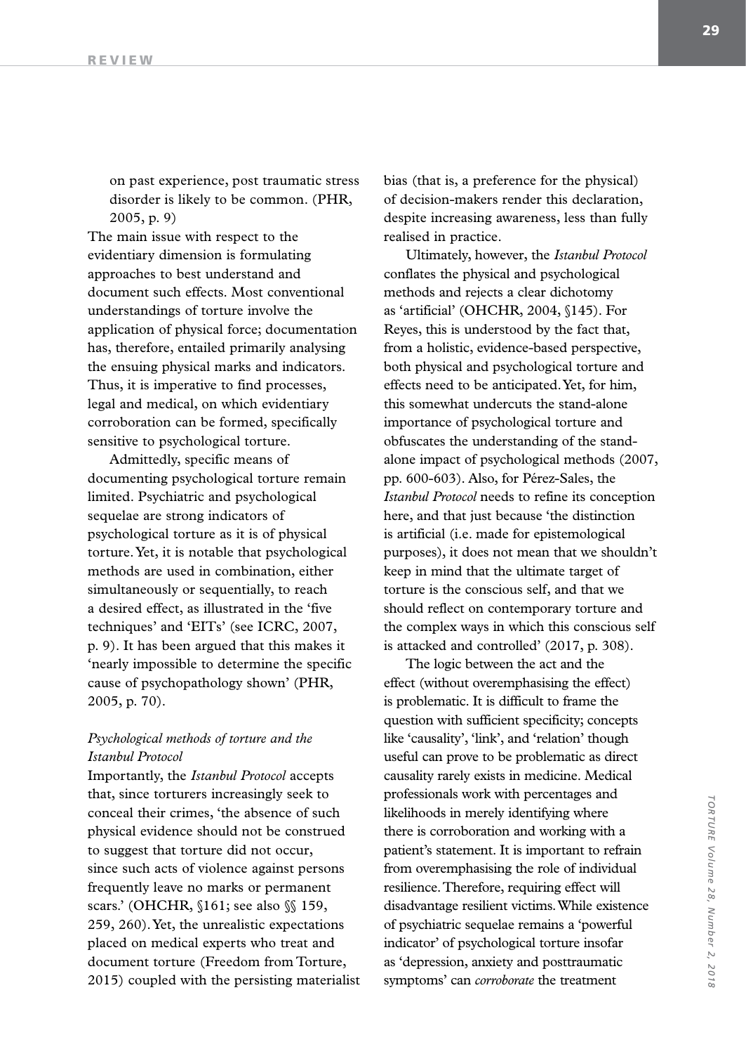on past experience, post traumatic stress disorder is likely to be common. (PHR, 2005, p. 9)

The main issue with respect to the evidentiary dimension is formulating approaches to best understand and document such effects. Most conventional understandings of torture involve the application of physical force; documentation has, therefore, entailed primarily analysing the ensuing physical marks and indicators. Thus, it is imperative to find processes, legal and medical, on which evidentiary corroboration can be formed, specifically sensitive to psychological torture.

Admittedly, specific means of documenting psychological torture remain limited. Psychiatric and psychological sequelae are strong indicators of psychological torture as it is of physical torture. Yet, it is notable that psychological methods are used in combination, either simultaneously or sequentially, to reach a desired effect, as illustrated in the 'five techniques' and 'EITs' (see ICRC, 2007, p. 9). It has been argued that this makes it 'nearly impossible to determine the specific cause of psychopathology shown' (PHR, 2005, p. 70).

*Psychological methods of torture and the Istanbul Protocol*

Importantly, the *Istanbul Protocol* accepts that, since torturers increasingly seek to conceal their crimes, 'the absence of such physical evidence should not be construed to suggest that torture did not occur, since such acts of violence against persons frequently leave no marks or permanent scars.' (OHCHR, §161; see also §§ 159, 259, 260). Yet, the unrealistic expectations placed on medical experts who treat and document torture (Freedom from Torture, 2015) coupled with the persisting materialist bias (that is, a preference for the physical) of decision-makers render this declaration, despite increasing awareness, less than fully realised in practice.

Ultimately, however, the *Istanbul Protocol* conflates the physical and psychological methods and rejects a clear dichotomy as 'artificial' (OHCHR, 2004, §145). For Reyes, this is understood by the fact that, from a holistic, evidence-based perspective, both physical and psychological torture and effects need to be anticipated. Yet, for him, this somewhat undercuts the stand-alone importance of psychological torture and obfuscates the understanding of the stand-alone impact of psychological methods (2007, pp. 600-603). Also, for Pérez-Sales, the *Istanbul Protocol* needs to refine its conception here, and that just because 'the distinction is artificial (i.e. made for epistemological purposes), it does not mean that we shouldn't keep in mind that the ultimate target of torture is the conscious self, and that we should reflect on contemporary torture and the complex ways in which this conscious self is attacked and controlled' (2017, p. 308).

The logic between the act and the effect (without overemphasising the effect) is problematic. It is difficult to frame the question with sufficient specificity; concepts like 'causality', 'link', and 'relation' though useful can prove to be problematic as direct causality rarely exists in medicine. Medical professionals work with percentages and likelihoods in merely identifying where there is corroboration and working with a patient's statement. It is important to refrain from overemphasising the role of individual resilience. Therefore, requiring effect will disadvantage resilient victims. While existence of psychiatric sequelae remains a 'powerful indicator' of psychological torture insofar as 'depression, anxiety and posttraumatic symptoms' can *corroborate* the treatment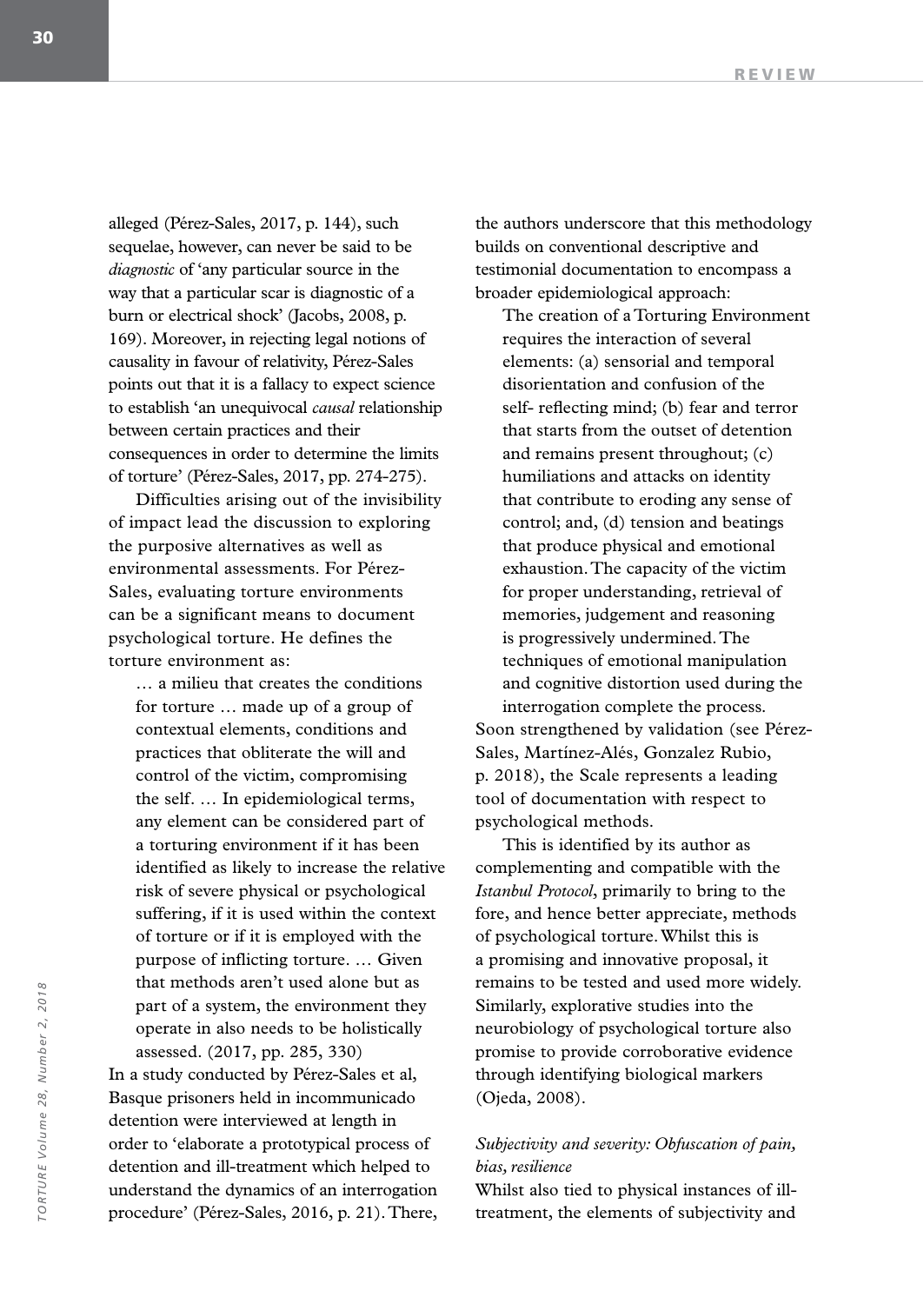alleged (Pérez-Sales, 2017, p. 144), such sequelae, however, can never be said to be *diagnostic* of 'any particular source in the way that a particular scar is diagnostic of a burn or electrical shock' (Jacobs, 2008, p. 169). Moreover, in rejecting legal notions of causality in favour of relativity, Pérez-Sales points out that it is a fallacy to expect science to establish 'an unequivocal *causal* relationship between certain practices and their consequences in order to determine the limits of torture' (Pérez-Sales, 2017, pp. 274-275).

Difficulties arising out of the invisibility of impact lead the discussion to exploring the purposive alternatives as well as environmental assessments. For Pérez-Sales, evaluating torture environments can be a significant means to document psychological torture. He defines the torture environment as:

> … a milieu that creates the conditions for torture … made up of a group of contextual elements, conditions and practices that obliterate the will and control of the victim, compromising the self. … In epidemiological terms, any element can be considered part of a torturing environment if it has been identified as likely to increase the relative risk of severe physical or psychological suffering, if it is used within the context of torture or if it is employed with the purpose of inflicting torture. … Given that methods aren't used alone but as part of a system, the environment they operate in also needs to be holistically assessed. (2017, pp. 285, 330)

In a study conducted by Pérez-Sales et al, Basque prisoners held in incommunicado detention were interviewed at length in order to 'elaborate a prototypical process of detention and ill-treatment which helped to understand the dynamics of an interrogation procedure' (Pérez-Sales, 2016, p. 21). There, the authors underscore that this methodology builds on conventional descriptive and testimonial documentation to encompass a broader epidemiological approach:

> The creation of a Torturing Environment requires the interaction of several elements: (a) sensorial and temporal disorientation and confusion of the self- reflecting mind; (b) fear and terror that starts from the outset of detention and remains present throughout; (c) humiliations and attacks on identity that contribute to eroding any sense of control; and, (d) tension and beatings that produce physical and emotional exhaustion. The capacity of the victim for proper understanding, retrieval of memories, judgement and reasoning is progressively undermined. The techniques of emotional manipulation and cognitive distortion used during the interrogation complete the process.

Soon strengthened by validation (see Pérez-Sales, Martínez-Alés, Gonzalez Rubio, p. 2018), the Scale represents a leading tool of documentation with respect to psychological methods.

This is identified by its author as complementing and compatible with the *Istanbul Protocol*, primarily to bring to the fore, and hence better appreciate, methods of psychological torture. Whilst this is a promising and innovative proposal, it remains to be tested and used more widely. Similarly, explorative studies into the neurobiology of psychological torture also promise to provide corroborative evidence through identifying biological markers (Ojeda, 2008).

### *Subjectivity and severity: Obfuscation of pain, bias, resilience*

Whilst also tied to physical instances of ill-treatment, the elements of subjectivity and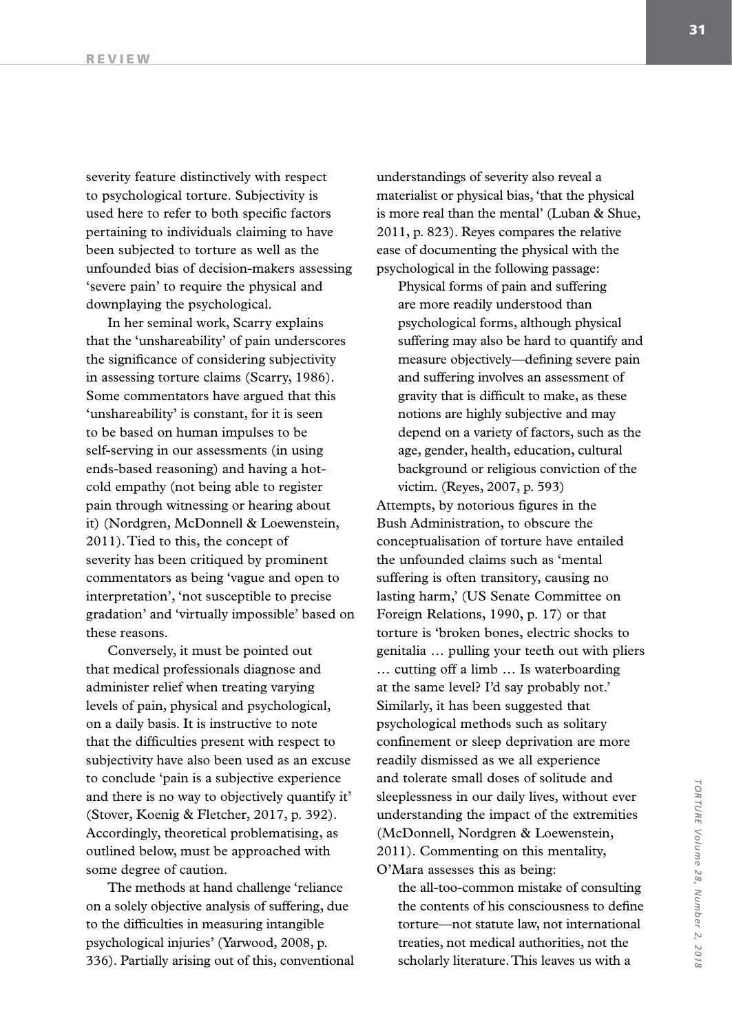severity feature distinctively with respect to psychological torture. Subjectivity is used here to refer to both specific factors pertaining to individuals claiming to have been subjected to torture as well as the unfounded bias of decision-makers assessing 'severe pain' to require the physical and downplaying the psychological.

In her seminal work, Scarry explains that the 'unshareability' of pain underscores the significance of considering subjectivity in assessing torture claims (Scarry, 1986). Some commentators have argued that this 'unshareability' is constant, for it is seen to be based on human impulses to be self-serving in our assessments (in using ends-based reasoning) and having a hot-cold empathy (not being able to register pain through witnessing or hearing about it) (Nordgren, McDonnell & Loewenstein, 2011). Tied to this, the concept of severity has been critiqued by prominent commentators as being 'vague and open to interpretation', 'not susceptible to precise gradation' and 'virtually impossible' based on these reasons.

Conversely, it must be pointed out that medical professionals diagnose and administer relief when treating varying levels of pain, physical and psychological, on a daily basis. It is instructive to note that the difficulties present with respect to subjectivity have also been used as an excuse to conclude 'pain is a subjective experience and there is no way to objectively quantify it' (Stover, Koenig & Fletcher, 2017, p. 392). Accordingly, theoretical problematising, as outlined below, must be approached with some degree of caution.

The methods at hand challenge 'reliance on a solely objective analysis of suffering, due to the difficulties in measuring intangible psychological injuries' (Yarwood, 2008, p. 336). Partially arising out of this, conventional understandings of severity also reveal a materialist or physical bias, 'that the physical is more real than the mental' (Luban & Shue, 2011, p. 823). Reyes compares the relative ease of documenting the physical with the psychological in the following passage:

> Physical forms of pain and suffering are more readily understood than psychological forms, although physical suffering may also be hard to quantify and measure objectively—defining severe pain and suffering involves an assessment of gravity that is difficult to make, as these notions are highly subjective and may depend on a variety of factors, such as the age, gender, health, education, cultural background or religious conviction of the victim. (Reyes, 2007, p. 593)

Attempts, by notorious figures in the Bush Administration, to obscure the conceptualisation of torture have entailed the unfounded claims such as 'mental suffering is often transitory, causing no lasting harm,' (US Senate Committee on Foreign Relations, 1990, p. 17) or that torture is 'broken bones, electric shocks to genitalia … pulling your teeth out with pliers … cutting off a limb … Is waterboarding at the same level? I'd say probably not.' Similarly, it has been suggested that psychological methods such as solitary confinement or sleep deprivation are more readily dismissed as we all experience and tolerate small doses of solitude and sleeplessness in our daily lives, without ever understanding the impact of the extremities (McDonnell, Nordgren & Loewenstein, 2011). Commenting on this mentality, O'Mara assesses this as being:

> the all-too-common mistake of consulting the contents of his consciousness to define torture—not statute law, not international treaties, not medical authorities, not the scholarly literature. This leaves us with a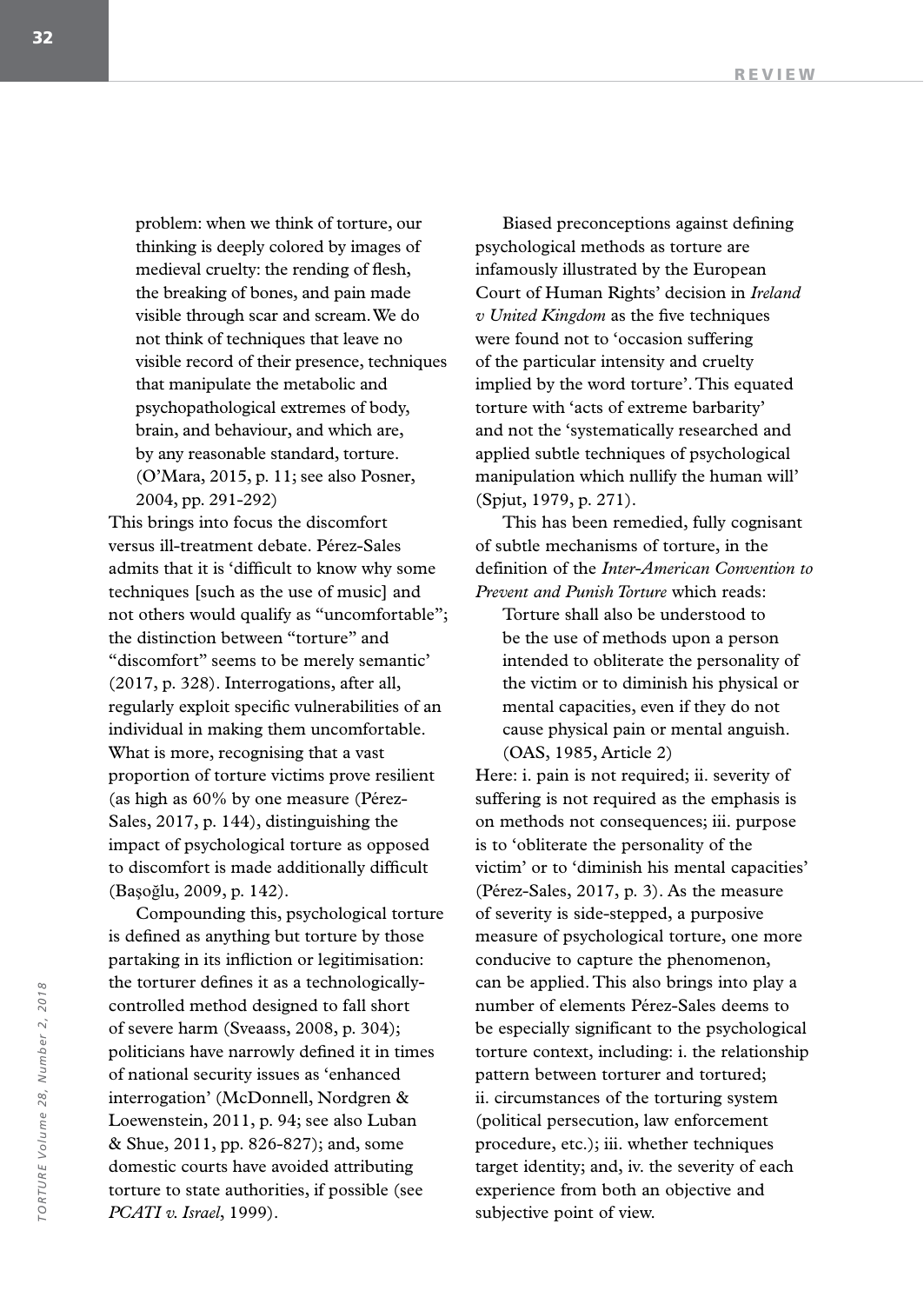problem: when we think of torture, our thinking is deeply colored by images of medieval cruelty: the rending of flesh, the breaking of bones, and pain made visible through scar and scream. We do not think of techniques that leave no visible record of their presence, techniques that manipulate the metabolic and psychopathological extremes of body, brain, and behaviour, and which are, by any reasonable standard, torture. (O'Mara, 2015, p. 11; see also Posner, 2004, pp. 291-292)

This brings into focus the discomfort versus ill-treatment debate. Pérez-Sales admits that it is 'difficult to know why some techniques [such as the use of music] and not others would qualify as "uncomfortable"; the distinction between "torture" and "discomfort" seems to be merely semantic' (2017, p. 328). Interrogations, after all, regularly exploit specific vulnerabilities of an individual in making them uncomfortable. What is more, recognising that a vast proportion of torture victims prove resilient (as high as 60% by one measure (Pérez-Sales, 2017, p. 144), distinguishing the impact of psychological torture as opposed to discomfort is made additionally difficult (Başoğlu, 2009, p. 142).

Compounding this, psychological torture is defined as anything but torture by those partaking in its infliction or legitimisation: the torturer defines it as a technologically-controlled method designed to fall short of severe harm (Sveaass, 2008, p. 304); politicians have narrowly defined it in times of national security issues as 'enhanced interrogation' (McDonnell, Nordgren & Loewenstein, 2011, p. 94; see also Luban & Shue, 2011, pp. 826-827); and, some domestic courts have avoided attributing torture to state authorities, if possible (see *PCATI v. Israel*, 1999).

Biased preconceptions against defining psychological methods as torture are infamously illustrated by the European Court of Human Rights' decision in *Ireland v United Kingdom* as the five techniques were found not to 'occasion suffering of the particular intensity and cruelty implied by the word torture'. This equated torture with 'acts of extreme barbarity' and not the 'systematically researched and applied subtle techniques of psychological manipulation which nullify the human will' (Spjut, 1979, p. 271).

This has been remedied, fully cognisant of subtle mechanisms of torture, in the definition of the *Inter-American Convention to Prevent and Punish Torture* which reads:

> Torture shall also be understood to be the use of methods upon a person intended to obliterate the personality of the victim or to diminish his physical or mental capacities, even if they do not cause physical pain or mental anguish. (OAS, 1985, Article 2)

Here: i. pain is not required; ii. severity of suffering is not required as the emphasis is on methods not consequences; iii. purpose is to 'obliterate the personality of the victim' or to 'diminish his mental capacities' (Pérez-Sales, 2017, p. 3). As the measure of severity is side-stepped, a purposive measure of psychological torture, one more conducive to capture the phenomenon, can be applied. This also brings into play a number of elements Pérez-Sales deems to be especially significant to the psychological torture context, including: i. the relationship pattern between torturer and tortured; ii. circumstances of the torturing system (political persecution, law enforcement procedure, etc.); iii. whether techniques target identity; and, iv. the severity of each experience from both an objective and subjective point of view.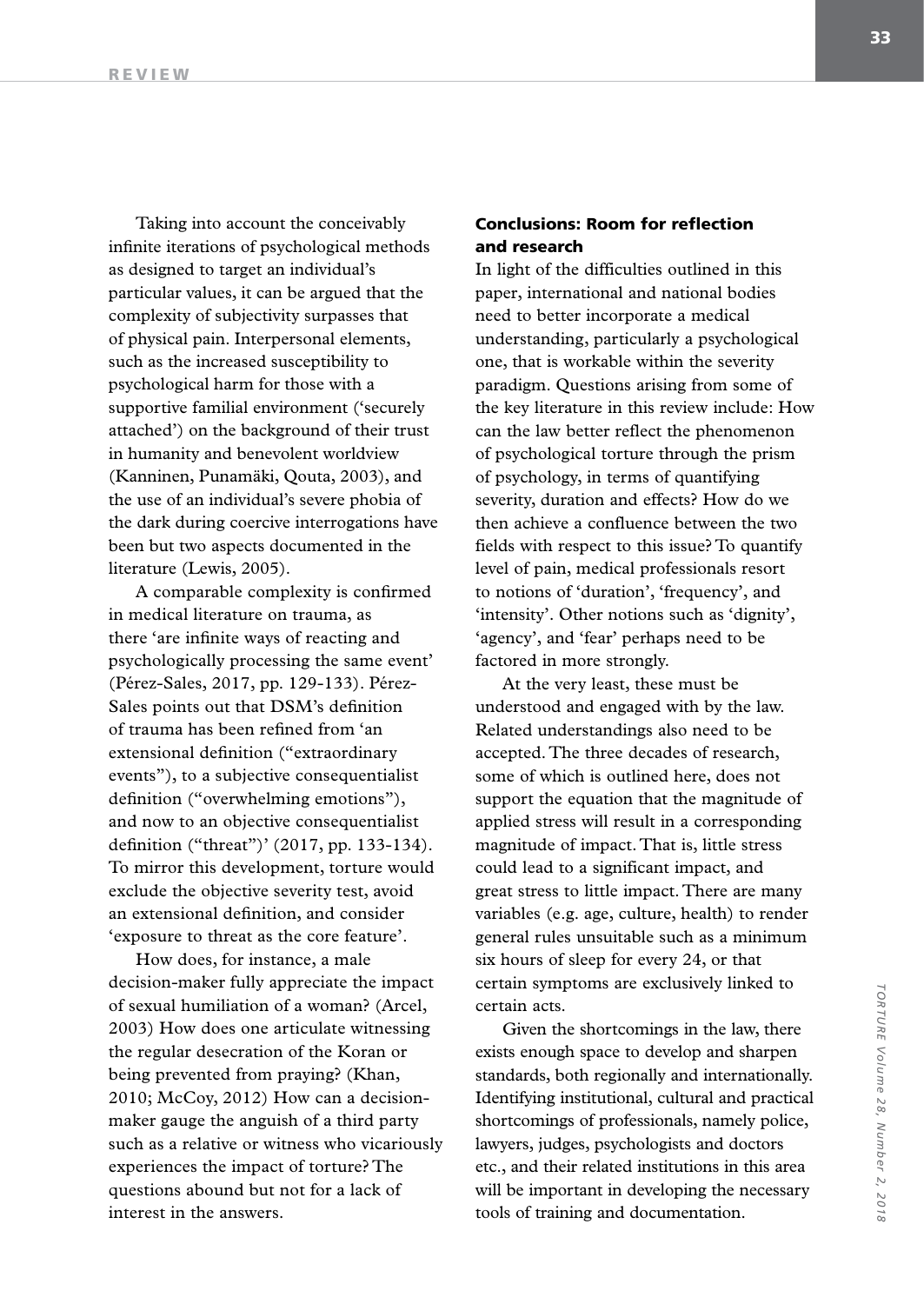Taking into account the conceivably infinite iterations of psychological methods as designed to target an individual's particular values, it can be argued that the complexity of subjectivity surpasses that of physical pain. Interpersonal elements, such as the increased susceptibility to psychological harm for those with a supportive familial environment ('securely attached') on the background of their trust in humanity and benevolent worldview (Kanninen, Punamäki, Qouta, 2003), and the use of an individual's severe phobia of the dark during coercive interrogations have been but two aspects documented in the literature (Lewis, 2005).

A comparable complexity is confirmed in medical literature on trauma, as there 'are infinite ways of reacting and psychologically processing the same event' (Pérez-Sales, 2017, pp. 129-133). Pérez-Sales points out that DSM's definition of trauma has been refined from 'an extensional definition ("extraordinary events"), to a subjective consequentialist definition ("overwhelming emotions"), and now to an objective consequentialist definition ("threat")' (2017, pp. 133-134). To mirror this development, torture would exclude the objective severity test, avoid an extensional definition, and consider 'exposure to threat as the core feature'.

How does, for instance, a male decision-maker fully appreciate the impact of sexual humiliation of a woman? (Arcel, 2003) How does one articulate witnessing the regular desecration of the Koran or being prevented from praying? (Khan, 2010; McCoy, 2012) How can a decision-maker gauge the anguish of a third party such as a relative or witness who vicariously experiences the impact of torture? The questions abound but not for a lack of interest in the answers.

## Conclusions: Room for reflection and research

In light of the difficulties outlined in this paper, international and national bodies need to better incorporate a medical understanding, particularly a psychological one, that is workable within the severity paradigm. Questions arising from some of the key literature in this review include: How can the law better reflect the phenomenon of psychological torture through the prism of psychology, in terms of quantifying severity, duration and effects? How do we then achieve a confluence between the two fields with respect to this issue? To quantify level of pain, medical professionals resort to notions of 'duration', 'frequency', and 'intensity'. Other notions such as 'dignity', 'agency', and 'fear' perhaps need to be factored in more strongly.

At the very least, these must be understood and engaged with by the law. Related understandings also need to be accepted. The three decades of research, some of which is outlined here, does not support the equation that the magnitude of applied stress will result in a corresponding magnitude of impact. That is, little stress could lead to a significant impact, and great stress to little impact. There are many variables (e.g. age, culture, health) to render general rules unsuitable such as a minimum six hours of sleep for every 24, or that certain symptoms are exclusively linked to certain acts.

Given the shortcomings in the law, there exists enough space to develop and sharpen standards, both regionally and internationally. Identifying institutional, cultural and practical shortcomings of professionals, namely police, lawyers, judges, psychologists and doctors etc., and their related institutions in this area will be important in developing the necessary tools of training and documentation.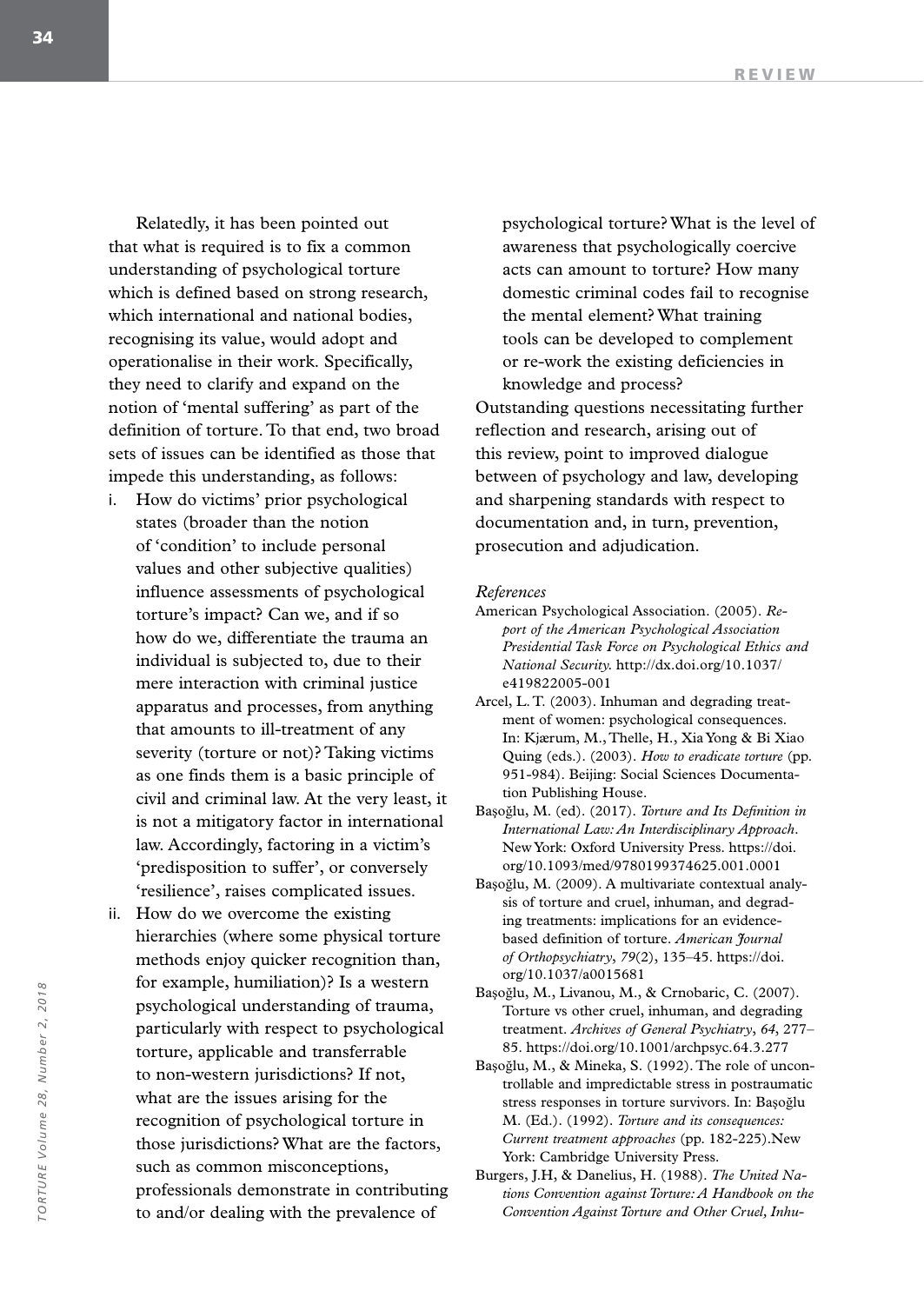Relatedly, it has been pointed out that what is required is to fix a common understanding of psychological torture which is defined based on strong research, which international and national bodies, recognising its value, would adopt and operationalise in their work. Specifically, they need to clarify and expand on the notion of 'mental suffering' as part of the definition of torture. To that end, two broad sets of issues can be identified as those that impede this understanding, as follows:

i. How do victims' prior psychological states (broader than the notion of 'condition' to include personal values and other subjective qualities) influence assessments of psychological torture's impact? Can we, and if so how do we, differentiate the trauma an individual is subjected to, due to their mere interaction with criminal justice apparatus and processes, from anything that amounts to ill-treatment of any severity (torture or not)? Taking victims as one finds them is a basic principle of civil and criminal law. At the very least, it is not a mitigatory factor in international law. Accordingly, factoring in a victim's 'predisposition to suffer', or conversely 'resilience', raises complicated issues.
ii. How do we overcome the existing hierarchies (where some physical torture methods enjoy quicker recognition than, for example, humiliation)? Is a western psychological understanding of trauma, particularly with respect to psychological torture, applicable and transferrable to non-western jurisdictions? If not, what are the issues arising for the recognition of psychological torture in those jurisdictions? What are the factors, such as common misconceptions, professionals demonstrate in contributing to and/or dealing with the prevalence of psychological torture? What is the level of awareness that psychologically coercive acts can amount to torture? How many domestic criminal codes fail to recognise the mental element? What training tools can be developed to complement or re-work the existing deficiencies in knowledge and process?

Outstanding questions necessitating further reflection and research, arising out of this review, point to improved dialogue between of psychology and law, developing and sharpening standards with respect to documentation and, in turn, prevention, prosecution and adjudication.

*References*

American Psychological Association. (2005). *Report of the American Psychological Association Presidential Task Force on Psychological Ethics and National Security.* http://dx.doi.org/10.1037/e419822005-001

Arcel, L. T. (2003). Inhuman and degrading treatment of women: psychological consequences. In: Kjærum, M., Thelle, H., Xia Yong & Bi Xiao Quing (eds.). (2003). *How to eradicate torture* (pp. 951-984). Beijing: Social Sciences Documentation Publishing House.

Başoğlu, M. (ed). (2017). *Torture and Its Definition in International Law: An Interdisciplinary Approach.* New York: Oxford University Press. https://doi.org/10.1093/med/9780199374625.001.0001

Başoğlu, M. (2009). A multivariate contextual analysis of torture and cruel, inhuman, and degrading treatments: implications for an evidence-based definition of torture. *American Journal of Orthopsychiatry*, *79*(2), 135–45. https://doi.org/10.1037/a0015681

Başoğlu, M., Livanou, M., & Crnobaric, C. (2007). Torture vs other cruel, inhuman, and degrading treatment. *Archives of General Psychiatry*, *64*, 277–85. https://doi.org/10.1001/archpsyc.64.3.277

Başoğlu, M., & Mineka, S. (1992). The role of uncontrollable and impredictable stress in postraumatic stress responses in torture survivors. In: Başoğlu M. (Ed.). (1992). *Torture and its consequences: Current treatment approaches* (pp. 182-225).New York: Cambridge University Press.

Burgers, J.H, & Danelius, H. (1988). *The United Nations Convention against Torture: A Handbook on the Convention Against Torture and Other Cruel, Inhu-*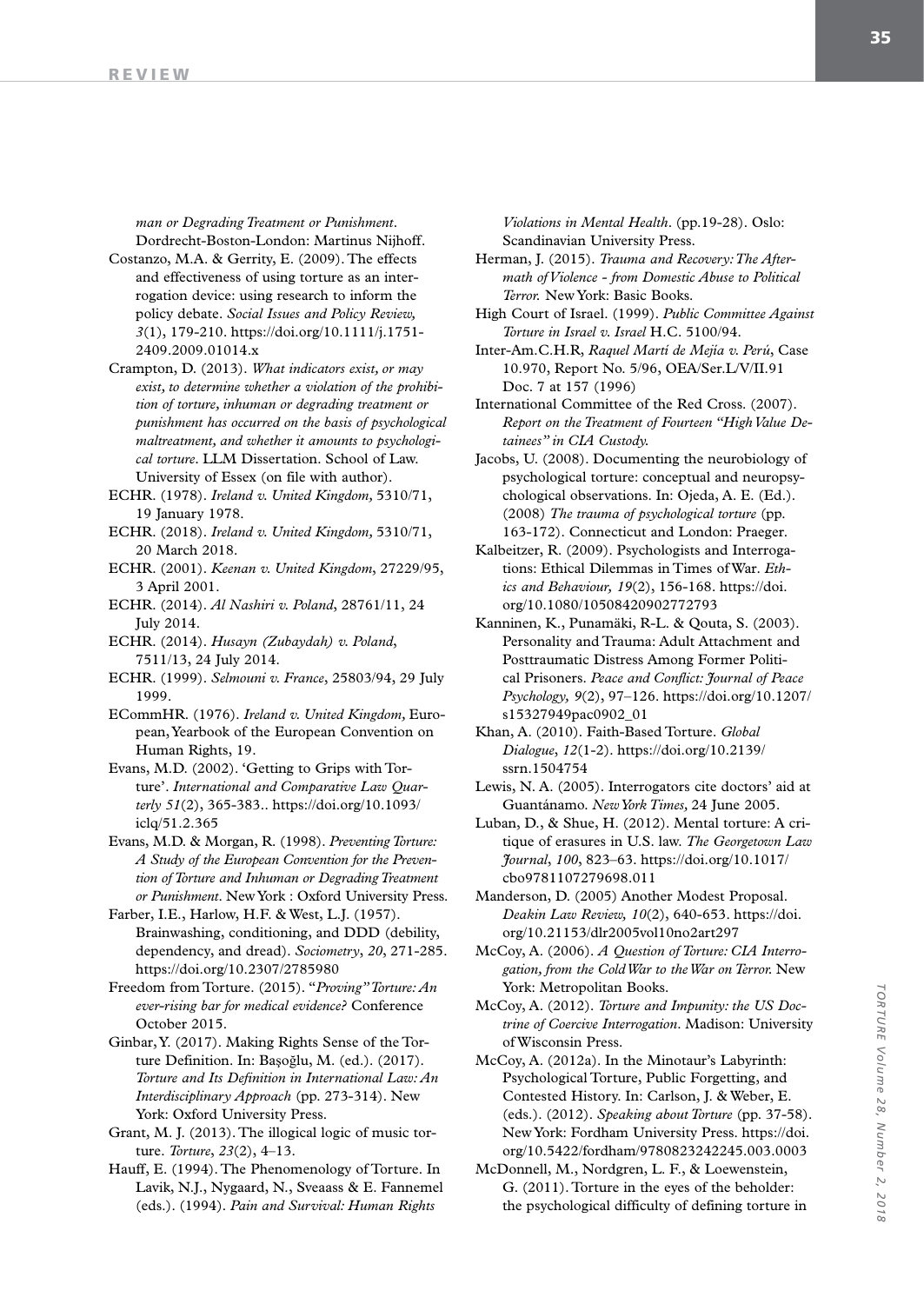*man or Degrading Treatment or Punishment*. Dordrecht-Boston-London: Martinus Nijhoff.

Costanzo, M.A. & Gerrity, E. (2009). The effects and effectiveness of using torture as an interrogation device: using research to inform the policy debate. *Social Issues and Policy Review, 3*(1), 179-210. https://doi.org/10.1111/j.1751-2409.2009.01014.x

Crampton, D. (2013). *What indicators exist, or may exist, to determine whether a violation of the prohibition of torture, inhuman or degrading treatment or punishment has occurred on the basis of psychological maltreatment, and whether it amounts to psychological torture*. LLM Dissertation. School of Law. University of Essex (on file with author).

ECHR. (1978). *Ireland v. United Kingdom,* 5310/71, 19 January 1978.

ECHR. (2018). *Ireland v. United Kingdom,* 5310/71, 20 March 2018.

ECHR. (2001). *Keenan v. United Kingdom*, 27229/95, 3 April 2001.

ECHR. (2014). *Al Nashiri v. Poland*, 28761/11, 24 July 2014.

ECHR. (2014). *Husayn (Zubaydah) v. Poland*, 7511/13, 24 July 2014.

ECHR. (1999). *Selmouni v. France*, 25803/94, 29 July 1999.

ECommHR. (1976). *Ireland v. United Kingdom,* European, Yearbook of the European Convention on Human Rights, 19.

Evans, M.D. (2002). 'Getting to Grips with Torture'. *International and Comparative Law Quarterly 51*(2), 365-383.. https://doi.org/10.1093/iclq/51.2.365

Evans, M.D. & Morgan, R. (1998). *Preventing Torture: A Study of the European Convention for the Prevention of Torture and Inhuman or Degrading Treatment or Punishment*. New York : Oxford University Press.

Farber, I.E., Harlow, H.F. & West, L.J. (1957). Brainwashing, conditioning, and DDD (debility, dependency, and dread). *Sociometry*, *20*, 271-285. https://doi.org/10.2307/2785980

Freedom from Torture. (2015). "*Proving" Torture: An ever-rising bar for medical evidence?* Conference October 2015.

Ginbar, Y. (2017). Making Rights Sense of the Torture Definition. In: Başoğlu, M. (ed.). (2017). *Torture and Its Definition in International Law: An Interdisciplinary Approach* (pp. 273-314). New York: Oxford University Press.

Grant, M. J. (2013). The illogical logic of music torture. *Torture*, *23*(2), 4–13.

Hauff, E. (1994). The Phenomenology of Torture. In Lavik, N.J., Nygaard, N., Sveaass & E. Fannemel (eds.). (1994). *Pain and Survival: Human Rights Violations in Mental Health*. (pp.19-28). Oslo: Scandinavian University Press.

Herman, J. (2015). *Trauma and Recovery: The Aftermath of Violence - from Domestic Abuse to Political Terror.* New York: Basic Books.

High Court of Israel. (1999). *Public Committee Against Torture in Israel v. Israel* H.C. 5100/94.

Inter-Am.C.H.R, *Raquel Martí de Mejía v. Perú*, Case 10.970, Report No. 5/96, OEA/Ser.L/V/II.91 Doc. 7 at 157 (1996)

International Committee of the Red Cross. (2007). *Report on the Treatment of Fourteen "High Value Detainees" in CIA Custody.*

Jacobs, U. (2008). Documenting the neurobiology of psychological torture: conceptual and neuropsychological observations. In: Ojeda, A. E. (Ed.). (2008) *The trauma of psychological torture* (pp. 163-172). Connecticut and London: Praeger.

Kalbeitzer, R. (2009). Psychologists and Interrogations: Ethical Dilemmas in Times of War. *Ethics and Behaviour, 19*(2), 156-168. https://doi.org/10.1080/10508420902772793

Kanninen, K., Punamäki, R-L. & Qouta, S. (2003). Personality and Trauma: Adult Attachment and Posttraumatic Distress Among Former Political Prisoners. *Peace and Conflict: Journal of Peace Psychology, 9*(2), 97–126. https://doi.org/10.1207/s15327949pac0902_01

Khan, A. (2010). Faith-Based Torture. *Global Dialogue*, *12*(1-2). https://doi.org/10.2139/ssrn.1504754

Lewis, N. A. (2005). Interrogators cite doctors' aid at Guantánamo. *New York Times,* 24 June 2005.

Luban, D., & Shue, H. (2012). Mental torture: A critique of erasures in U.S. law. *The Georgetown Law Journal*, *100*, 823–63. https://doi.org/10.1017/cbo9781107279698.011

Manderson, D. (2005) Another Modest Proposal. *Deakin Law Review, 10*(2), 640-653. https://doi.org/10.21153/dlr2005vol10no2art297

McCoy, A. (2006). *A Question of Torture: CIA Interrogation, from the Cold War to the War on Terror.* New York: Metropolitan Books.

McCoy, A. (2012). *Torture and Impunity: the US Doctrine of Coercive Interrogation*. Madison: University of Wisconsin Press.

McCoy, A. (2012a). In the Minotaur's Labyrinth: Psychological Torture, Public Forgetting, and Contested History. In: Carlson, J. & Weber, E. (eds.). (2012). *Speaking about Torture* (pp. 37-58). New York: Fordham University Press. https://doi.org/10.5422/fordham/9780823242245.003.0003

McDonnell, M., Nordgren, L. F., & Loewenstein, G. (2011). Torture in the eyes of the beholder: the psychological difficulty of defining torture in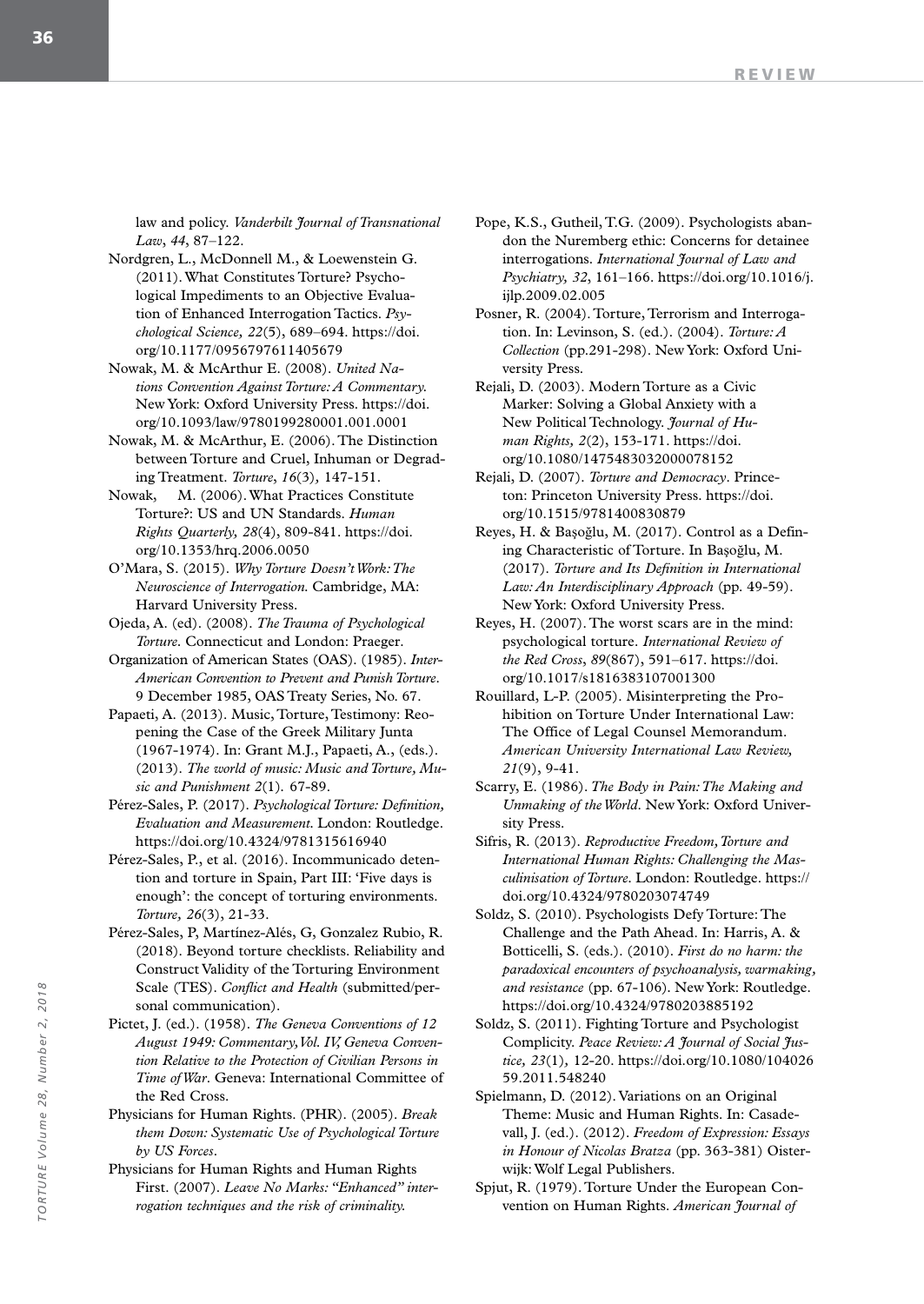law and policy. *Vanderbilt Journal of Transnational Law*, *44*, 87–122.

Nordgren, L., McDonnell M., & Loewenstein G. (2011). What Constitutes Torture? Psychological Impediments to an Objective Evaluation of Enhanced Interrogation Tactics. *Psychological Science, 22*(5), 689–694. https://doi.org/10.1177/0956797611405679

Nowak, M. & McArthur E. (2008). *United Nations Convention Against Torture: A Commentary*. New York: Oxford University Press. https://doi.org/10.1093/law/9780199280001.001.0001

Nowak, M. & McArthur, E. (2006). The Distinction between Torture and Cruel, Inhuman or Degrading Treatment. *Torture*, *16*(3), 147-151.

Nowak, M. (2006). What Practices Constitute Torture?: US and UN Standards. *Human Rights Quarterly, 28*(4), 809-841. https://doi.org/10.1353/hrq.2006.0050

O'Mara, S. (2015). *Why Torture Doesn't Work: The Neuroscience of Interrogation.* Cambridge, MA: Harvard University Press.

Ojeda, A. (ed). (2008). *The Trauma of Psychological Torture.* Connecticut and London: Praeger.

Organization of American States (OAS). (1985). *Inter-American Convention to Prevent and Punish Torture*. 9 December 1985, OAS Treaty Series, No. 67.

Papaeti, A. (2013). Music, Torture, Testimony: Reopening the Case of the Greek Military Junta (1967-1974). In: Grant M.J., Papaeti, A., (eds.). (2013). *The world of music: Music and Torture, Music and Punishment 2*(1). 67-89.

Pérez-Sales, P. (2017). *Psychological Torture: Definition, Evaluation and Measurement*. London: Routledge. https://doi.org/10.4324/9781315616940

Pérez-Sales, P., et al. (2016). Incommunicado detention and torture in Spain, Part III: 'Five days is enough': the concept of torturing environments. *Torture, 26*(3), 21-33.

Pérez-Sales, P, Martínez-Alés, G, Gonzalez Rubio, R. (2018). Beyond torture checklists. Reliability and Construct Validity of the Torturing Environment Scale (TES). *Conflict and Health* (submitted/personal communication).

Pictet, J. (ed.). (1958). *The Geneva Conventions of 12 August 1949: Commentary, Vol. IV, Geneva Convention Relative to the Protection of Civilian Persons in Time of War*. Geneva: International Committee of the Red Cross.

Physicians for Human Rights. (PHR). (2005). *Break them Down: Systematic Use of Psychological Torture by US Forces*.

Physicians for Human Rights and Human Rights First. (2007). *Leave No Marks: "Enhanced" interrogation techniques and the risk of criminality.*

Pope, K.S., Gutheil, T.G. (2009). Psychologists abandon the Nuremberg ethic: Concerns for detainee interrogations. *International Journal of Law and Psychiatry, 32*, 161–166. https://doi.org/10.1016/j.ijlp.2009.02.005

Posner, R. (2004). Torture, Terrorism and Interrogation. In: Levinson, S. (ed.). (2004). *Torture: A Collection* (pp.291-298). New York: Oxford University Press.

Rejali, D. (2003). Modern Torture as a Civic Marker: Solving a Global Anxiety with a New Political Technology. *Journal of Human Rights, 2*(2), 153-171. https://doi.org/10.1080/1475483032000078152

Rejali, D. (2007). *Torture and Democracy*. Princeton: Princeton University Press. https://doi.org/10.1515/9781400830879

Reyes, H. & Başoğlu, M. (2017). Control as a Defining Characteristic of Torture. In Başoğlu, M. (2017). *Torture and Its Definition in International Law: An Interdisciplinary Approach* (pp. 49-59). New York: Oxford University Press.

Reyes, H. (2007). The worst scars are in the mind: psychological torture. *International Review of the Red Cross*, *89*(867), 591–617. https://doi.org/10.1017/s1816383107001300

Rouillard, L-P. (2005). Misinterpreting the Prohibition on Torture Under International Law: The Office of Legal Counsel Memorandum. *American University International Law Review, 21*(9), 9-41.

Scarry, E. (1986). *The Body in Pain: The Making and Unmaking of the World*. New York: Oxford University Press.

Sifris, R. (2013). *Reproductive Freedom, Torture and International Human Rights: Challenging the Masculinisation of Torture*. London: Routledge. https://doi.org/10.4324/9780203074749

Soldz, S. (2010). Psychologists Defy Torture: The Challenge and the Path Ahead. In: Harris, A. & Botticelli, S. (eds.). (2010). *First do no harm: the paradoxical encounters of psychoanalysis, warmaking, and resistance* (pp. 67-106). New York: Routledge. https://doi.org/10.4324/9780203885192

Soldz, S. (2011). Fighting Torture and Psychologist Complicity. *Peace Review: A Journal of Social Justice, 23*(1), 12-20. https://doi.org/10.1080/10402659.2011.548240

Spielmann, D. (2012). Variations on an Original Theme: Music and Human Rights. In: Casadevall, J. (ed.). (2012). *Freedom of Expression: Essays in Honour of Nicolas Bratza* (pp. 363-381) Oisterwijk: Wolf Legal Publishers.

Spjut, R. (1979). Torture Under the European Convention on Human Rights. *American Journal of*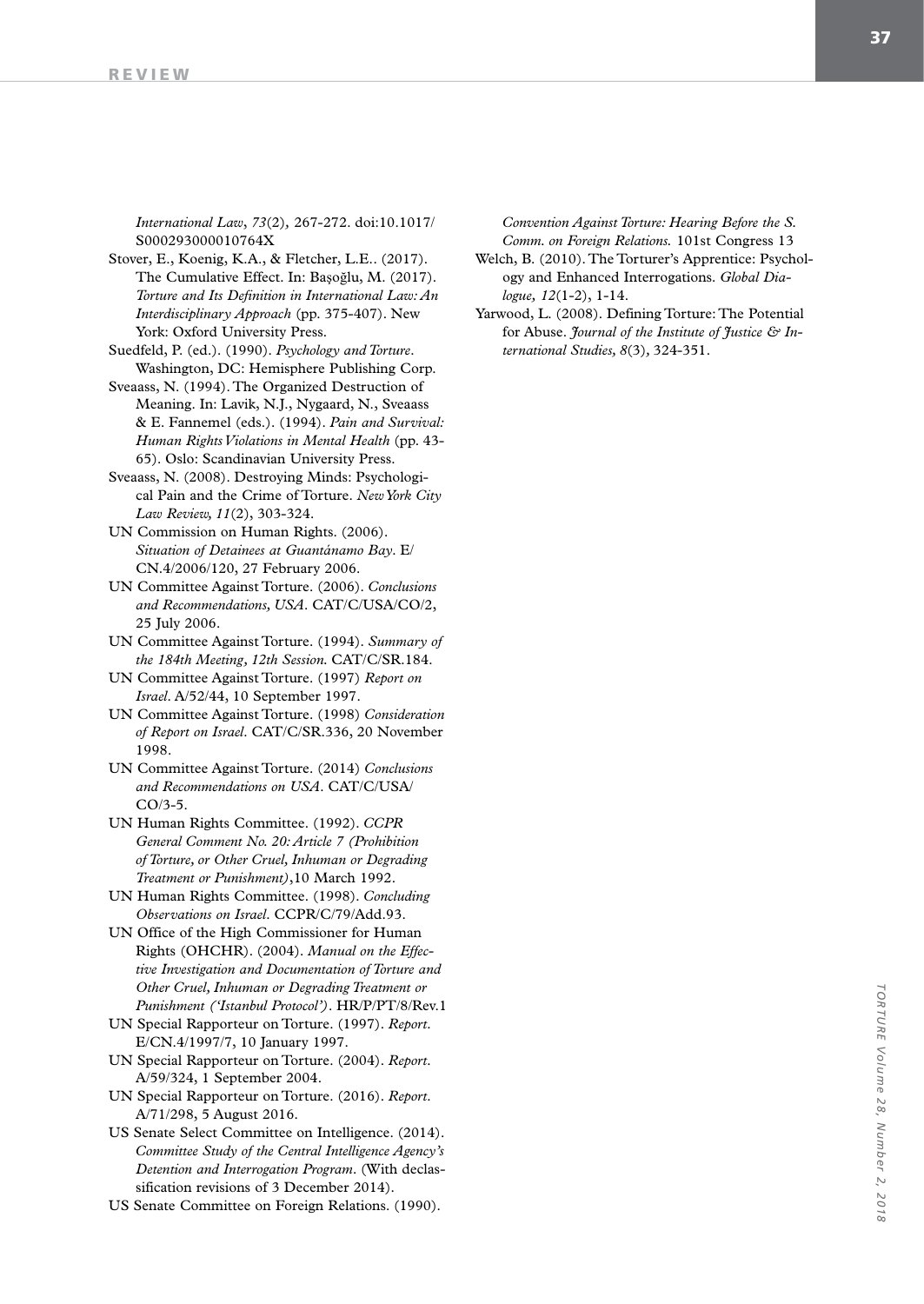*International Law*, *73*(2), 267-272. doi:10.1017/S000293000010764X

Stover, E., Koenig, K.A., & Fletcher, L.E.. (2017). The Cumulative Effect. In: Başoğlu, M. (2017). *Torture and Its Definition in International Law: An Interdisciplinary Approach* (pp. 375-407). New York: Oxford University Press.

Suedfeld, P. (ed.). (1990). *Psychology and Torture*. Washington, DC: Hemisphere Publishing Corp.

Sveaass, N. (1994). The Organized Destruction of Meaning. In: Lavik, N.J., Nygaard, N., Sveaass & E. Fannemel (eds.). (1994). *Pain and Survival: Human Rights Violations in Mental Health* (pp. 43-65). Oslo: Scandinavian University Press.

Sveaass, N. (2008). Destroying Minds: Psychological Pain and the Crime of Torture. *New York City Law Review, 11*(2), 303-324.

UN Commission on Human Rights. (2006). *Situation of Detainees at Guantánamo Bay*. E/CN.4/2006/120, 27 February 2006.

UN Committee Against Torture. (2006). *Conclusions and Recommendations, USA*. CAT/C/USA/CO/2, 25 July 2006.

UN Committee Against Torture. (1994). *Summary of the 184th Meeting, 12th Session.* CAT/C/SR.184.

UN Committee Against Torture. (1997) *Report on Israel*. A/52/44, 10 September 1997.

UN Committee Against Torture. (1998) *Consideration of Report on Israel*. CAT/C/SR.336, 20 November 1998.

UN Committee Against Torture. (2014) *Conclusions and Recommendations on USA*. CAT/C/USA/CO/3-5.

UN Human Rights Committee. (1992). *CCPR General Comment No. 20: Article 7 (Prohibition of Torture, or Other Cruel, Inhuman or Degrading Treatment or Punishment)*,10 March 1992.

UN Human Rights Committee. (1998). *Concluding Observations on Israel*. CCPR/C/79/Add.93.

UN Office of the High Commissioner for Human Rights (OHCHR). (2004). *Manual on the Effective Investigation and Documentation of Torture and Other Cruel, Inhuman or Degrading Treatment or Punishment ('Istanbul Protocol')*. HR/P/PT/8/Rev.1

UN Special Rapporteur on Torture. (1997). *Report*. E/CN.4/1997/7, 10 January 1997.

UN Special Rapporteur on Torture. (2004). *Report*. A/59/324, 1 September 2004.

UN Special Rapporteur on Torture. (2016). *Report*. A/71/298, 5 August 2016.

US Senate Select Committee on Intelligence. (2014). *Committee Study of the Central Intelligence Agency's Detention and Interrogation Program*. (With declassification revisions of 3 December 2014).

US Senate Committee on Foreign Relations. (1990). *Convention Against Torture: Hearing Before the S. Comm. on Foreign Relations.* 101st Congress 13

Welch, B. (2010). The Torturer's Apprentice: Psychology and Enhanced Interrogations. *Global Dialogue, 12*(1-2), 1-14.

Yarwood, L. (2008). Defining Torture: The Potential for Abuse. *Journal of the Institute of Justice & International Studies, 8*(3), 324-351.